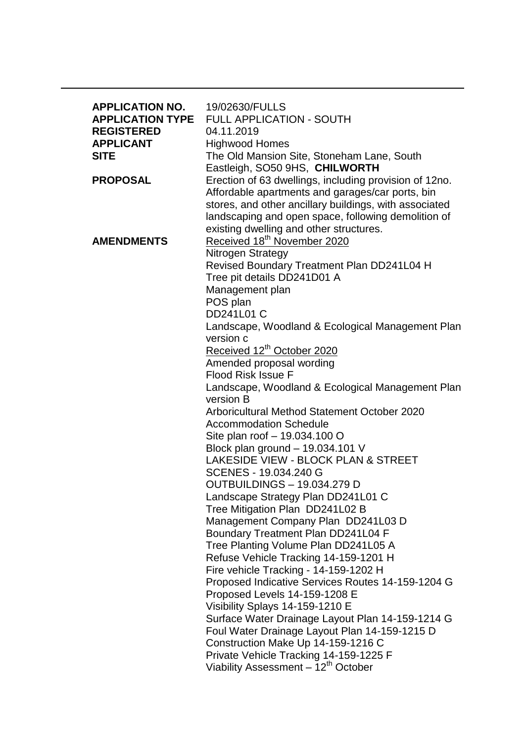| | |
|---|---|
| **APPLICATION NO.** | 19/02630/FULLS |
| **APPLICATION TYPE** | FULL APPLICATION - SOUTH |
| **REGISTERED** | 04.11.2019 |
| **APPLICANT** | Highwood Homes |
| **SITE** | The Old Mansion Site, Stoneham Lane, South Eastleigh, SO50 9HS, **CHILWORTH** |
| **PROPOSAL** | Erection of 63 dwellings, including provision of 12no. Affordable apartments and garages/car ports, bin stores, and other ancillary buildings, with associated landscaping and open space, following demolition of existing dwelling and other structures. |
| **AMENDMENTS** | <u>Received 18th November 2020</u><br>Nitrogen Strategy<br>Revised Boundary Treatment Plan DD241L04 H<br>Tree pit details DD241D01 A<br>Management plan<br>POS plan<br>DD241L01 C<br>Landscape, Woodland & Ecological Management Plan version c<br><u>Received 12th October 2020</u><br>Amended proposal wording<br>Flood Risk Issue F<br>Landscape, Woodland & Ecological Management Plan version B<br>Arboricultural Method Statement October 2020<br>Accommodation Schedule<br>Site plan roof – 19.034.100 O<br>Block plan ground – 19.034.101 V<br>LAKESIDE VIEW - BLOCK PLAN & STREET SCENES - 19.034.240 G<br>OUTBUILDINGS – 19.034.279 D<br>Landscape Strategy Plan DD241L01 C<br>Tree Mitigation Plan DD241L02 B<br>Management Company Plan DD241L03 D<br>Boundary Treatment Plan DD241L04 F<br>Tree Planting Volume Plan DD241L05 A<br>Refuse Vehicle Tracking 14-159-1201 H<br>Fire vehicle Tracking - 14-159-1202 H<br>Proposed Indicative Services Routes 14-159-1204 G<br>Proposed Levels 14-159-1208 E<br>Visibility Splays 14-159-1210 E<br>Surface Water Drainage Layout Plan 14-159-1214 G<br>Foul Water Drainage Layout Plan 14-159-1215 D<br>Construction Make Up 14-159-1216 C<br>Private Vehicle Tracking 14-159-1225 F<br>Viability Assessment – 12th October |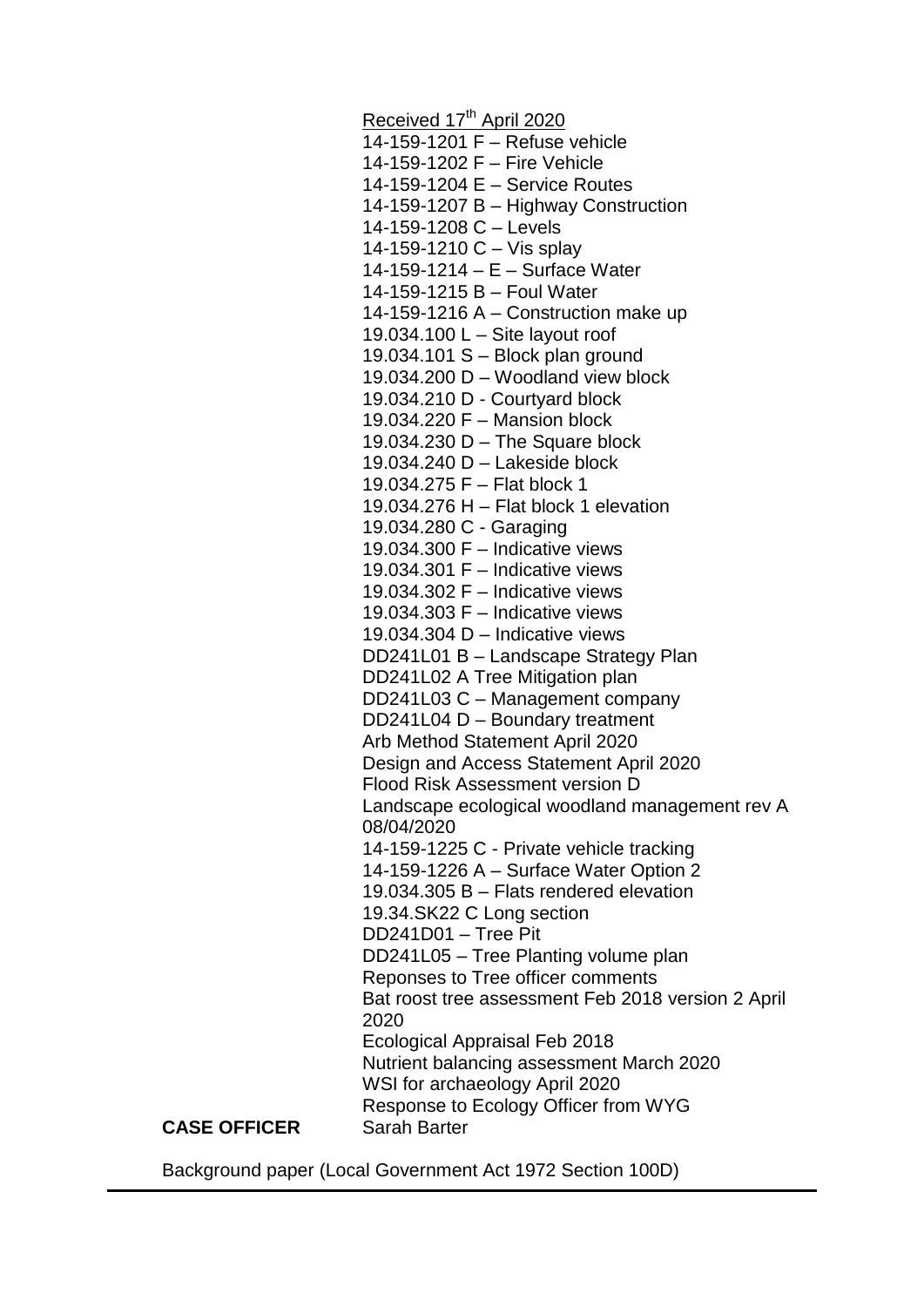Received 17th April 2020

14-159-1201 F – Refuse vehicle
14-159-1202 F – Fire Vehicle
14-159-1204 E – Service Routes
14-159-1207 B – Highway Construction
14-159-1208 C – Levels
14-159-1210 C – Vis splay
14-159-1214 – E – Surface Water
14-159-1215 B – Foul Water
14-159-1216 A – Construction make up
19.034.100 L – Site layout roof
19.034.101 S – Block plan ground
19.034.200 D – Woodland view block
19.034.210 D - Courtyard block
19.034.220 F – Mansion block
19.034.230 D – The Square block
19.034.240 D – Lakeside block
19.034.275 F – Flat block 1
19.034.276 H – Flat block 1 elevation
19.034.280 C - Garaging
19.034.300 F – Indicative views
19.034.301 F – Indicative views
19.034.302 F – Indicative views
19.034.303 F – Indicative views
19.034.304 D – Indicative views
DD241L01 B – Landscape Strategy Plan
DD241L02 A Tree Mitigation plan
DD241L03 C – Management company
DD241L04 D – Boundary treatment
Arb Method Statement April 2020
Design and Access Statement April 2020
Flood Risk Assessment version D
Landscape ecological woodland management rev A 08/04/2020
14-159-1225 C - Private vehicle tracking
14-159-1226 A – Surface Water Option 2
19.034.305 B – Flats rendered elevation
19.34.SK22 C Long section
DD241D01 – Tree Pit
DD241L05 – Tree Planting volume plan
Reponses to Tree officer comments
Bat roost tree assessment Feb 2018 version 2 April 2020
Ecological Appraisal Feb 2018
Nutrient balancing assessment March 2020
WSI for archaeology April 2020
Response to Ecology Officer from WYG

**CASE OFFICER** Sarah Barter

Background paper (Local Government Act 1972 Section 100D)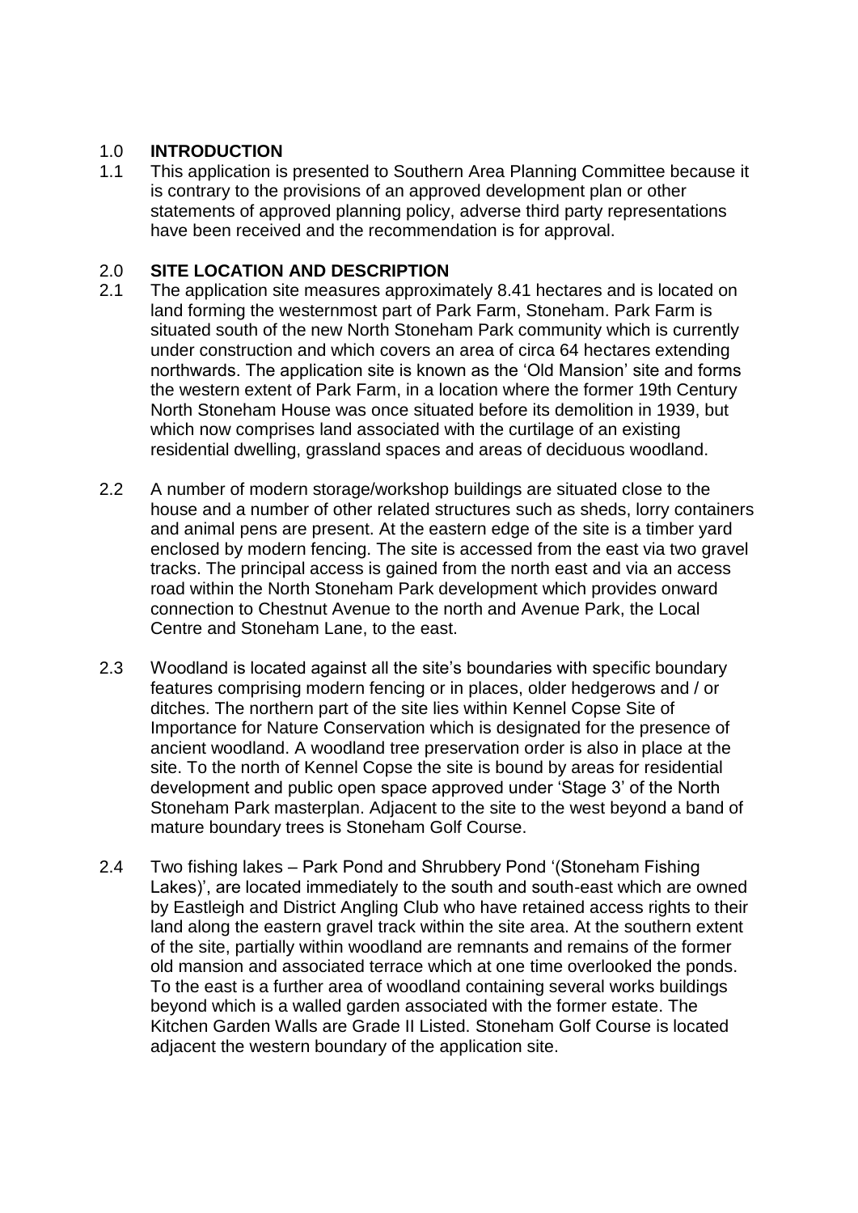## 1.0 INTRODUCTION

1.1 This application is presented to Southern Area Planning Committee because it is contrary to the provisions of an approved development plan or other statements of approved planning policy, adverse third party representations have been received and the recommendation is for approval.

## 2.0 SITE LOCATION AND DESCRIPTION

2.1 The application site measures approximately 8.41 hectares and is located on land forming the westernmost part of Park Farm, Stoneham. Park Farm is situated south of the new North Stoneham Park community which is currently under construction and which covers an area of circa 64 hectares extending northwards. The application site is known as the 'Old Mansion' site and forms the western extent of Park Farm, in a location where the former 19th Century North Stoneham House was once situated before its demolition in 1939, but which now comprises land associated with the curtilage of an existing residential dwelling, grassland spaces and areas of deciduous woodland.

2.2 A number of modern storage/workshop buildings are situated close to the house and a number of other related structures such as sheds, lorry containers and animal pens are present. At the eastern edge of the site is a timber yard enclosed by modern fencing. The site is accessed from the east via two gravel tracks. The principal access is gained from the north east and via an access road within the North Stoneham Park development which provides onward connection to Chestnut Avenue to the north and Avenue Park, the Local Centre and Stoneham Lane, to the east.

2.3 Woodland is located against all the site's boundaries with specific boundary features comprising modern fencing or in places, older hedgerows and / or ditches. The northern part of the site lies within Kennel Copse Site of Importance for Nature Conservation which is designated for the presence of ancient woodland. A woodland tree preservation order is also in place at the site. To the north of Kennel Copse the site is bound by areas for residential development and public open space approved under 'Stage 3' of the North Stoneham Park masterplan. Adjacent to the site to the west beyond a band of mature boundary trees is Stoneham Golf Course.

2.4 Two fishing lakes – Park Pond and Shrubbery Pond '(Stoneham Fishing Lakes)', are located immediately to the south and south-east which are owned by Eastleigh and District Angling Club who have retained access rights to their land along the eastern gravel track within the site area. At the southern extent of the site, partially within woodland are remnants and remains of the former old mansion and associated terrace which at one time overlooked the ponds. To the east is a further area of woodland containing several works buildings beyond which is a walled garden associated with the former estate. The Kitchen Garden Walls are Grade II Listed. Stoneham Golf Course is located adjacent the western boundary of the application site.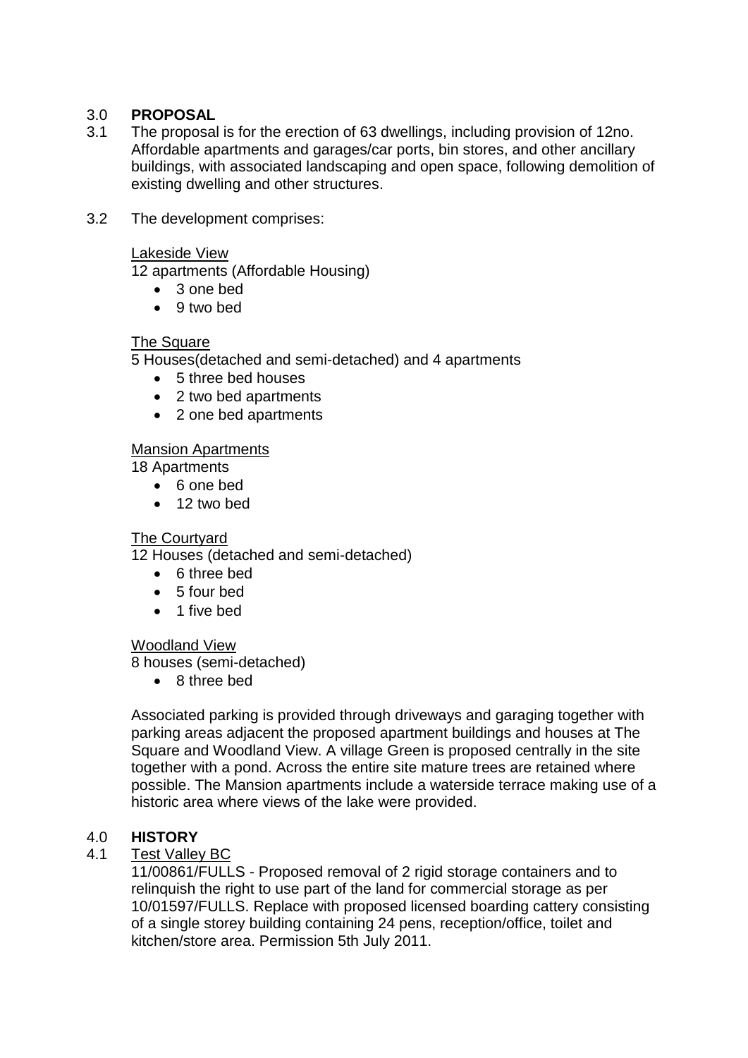## 3.0 PROPOSAL

3.1 The proposal is for the erection of 63 dwellings, including provision of 12no. Affordable apartments and garages/car ports, bin stores, and other ancillary buildings, with associated landscaping and open space, following demolition of existing dwelling and other structures.

3.2 The development comprises:

<u>Lakeside View</u>
12 apartments (Affordable Housing)

- 3 one bed
- 9 two bed

<u>The Square</u>
5 Houses(detached and semi-detached) and 4 apartments

- 5 three bed houses
- 2 two bed apartments
- 2 one bed apartments

<u>Mansion Apartments</u>
18 Apartments

- 6 one bed
- 12 two bed

<u>The Courtyard</u>
12 Houses (detached and semi-detached)

- 6 three bed
- 5 four bed
- 1 five bed

<u>Woodland View</u>
8 houses (semi-detached)

- 8 three bed

Associated parking is provided through driveways and garaging together with parking areas adjacent the proposed apartment buildings and houses at The Square and Woodland View. A village Green is proposed centrally in the site together with a pond. Across the entire site mature trees are retained where possible. The Mansion apartments include a waterside terrace making use of a historic area where views of the lake were provided.

## 4.0 HISTORY

4.1 <u>Test Valley BC</u>

11/00861/FULLS - Proposed removal of 2 rigid storage containers and to relinquish the right to use part of the land for commercial storage as per 10/01597/FULLS. Replace with proposed licensed boarding cattery consisting of a single storey building containing 24 pens, reception/office, toilet and kitchen/store area. Permission 5th July 2011.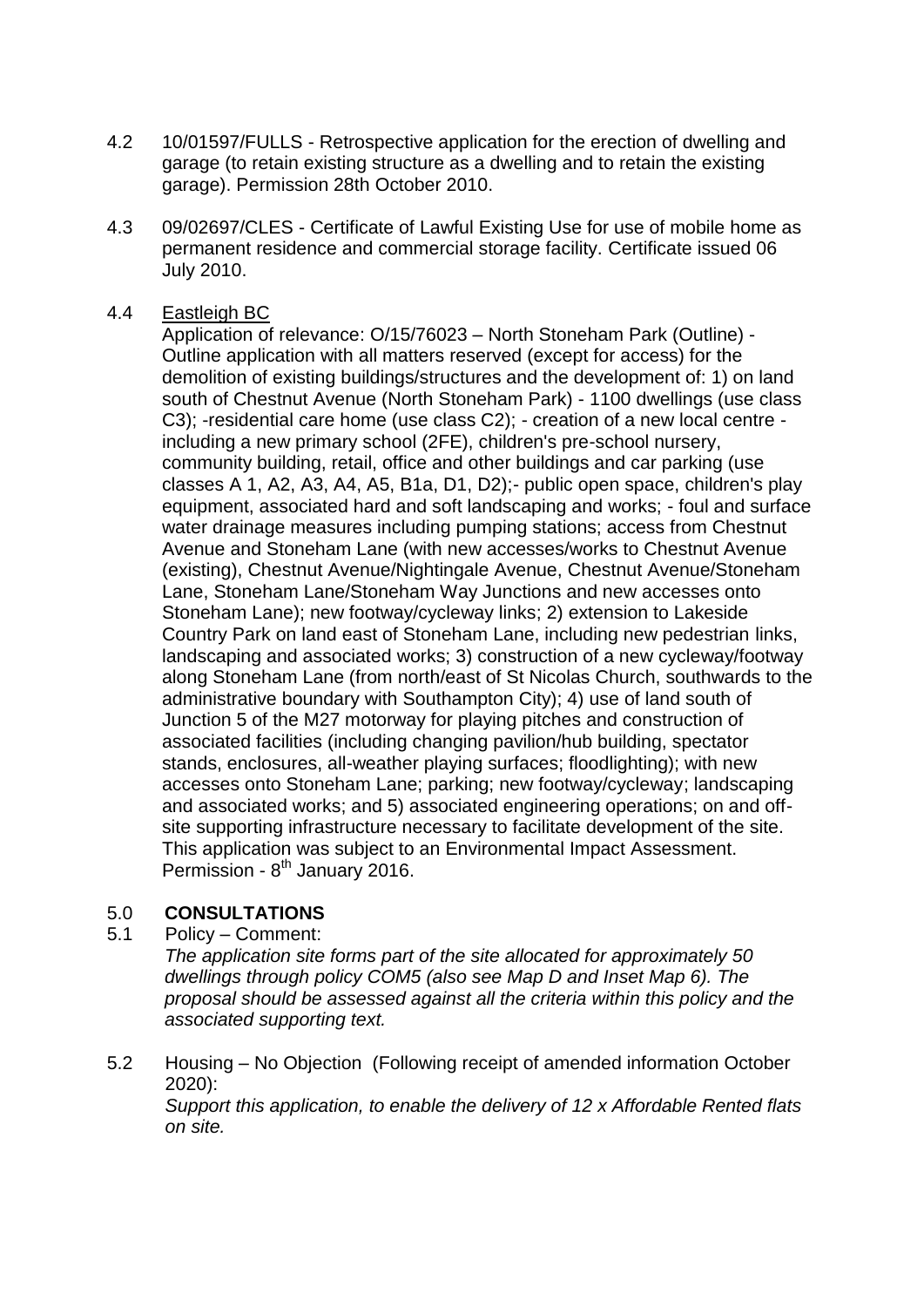4.2 10/01597/FULLS - Retrospective application for the erection of dwelling and garage (to retain existing structure as a dwelling and to retain the existing garage). Permission 28th October 2010.

4.3 09/02697/CLES - Certificate of Lawful Existing Use for use of mobile home as permanent residence and commercial storage facility. Certificate issued 06 July 2010.

4.4 Eastleigh BC

Application of relevance: O/15/76023 – North Stoneham Park (Outline) - Outline application with all matters reserved (except for access) for the demolition of existing buildings/structures and the development of: 1) on land south of Chestnut Avenue (North Stoneham Park) - 1100 dwellings (use class C3); -residential care home (use class C2); - creation of a new local centre - including a new primary school (2FE), children's pre-school nursery, community building, retail, office and other buildings and car parking (use classes A 1, A2, A3, A4, A5, B1a, D1, D2);- public open space, children's play equipment, associated hard and soft landscaping and works; - foul and surface water drainage measures including pumping stations; access from Chestnut Avenue and Stoneham Lane (with new accesses/works to Chestnut Avenue (existing), Chestnut Avenue/Nightingale Avenue, Chestnut Avenue/Stoneham Lane, Stoneham Lane/Stoneham Way Junctions and new accesses onto Stoneham Lane); new footway/cycleway links; 2) extension to Lakeside Country Park on land east of Stoneham Lane, including new pedestrian links, landscaping and associated works; 3) construction of a new cycleway/footway along Stoneham Lane (from north/east of St Nicolas Church, southwards to the administrative boundary with Southampton City); 4) use of land south of Junction 5 of the M27 motorway for playing pitches and construction of associated facilities (including changing pavilion/hub building, spectator stands, enclosures, all-weather playing surfaces; floodlighting); with new accesses onto Stoneham Lane; parking; new footway/cycleway; landscaping and associated works; and 5) associated engineering operations; on and off-site supporting infrastructure necessary to facilitate development of the site. This application was subject to an Environmental Impact Assessment. Permission - 8th January 2016.

## 5.0 CONSULTATIONS

5.1 Policy – Comment:

*The application site forms part of the site allocated for approximately 50 dwellings through policy COM5 (also see Map D and Inset Map 6). The proposal should be assessed against all the criteria within this policy and the associated supporting text.*

5.2 Housing – No Objection (Following receipt of amended information October 2020):

*Support this application, to enable the delivery of 12 x Affordable Rented flats on site.*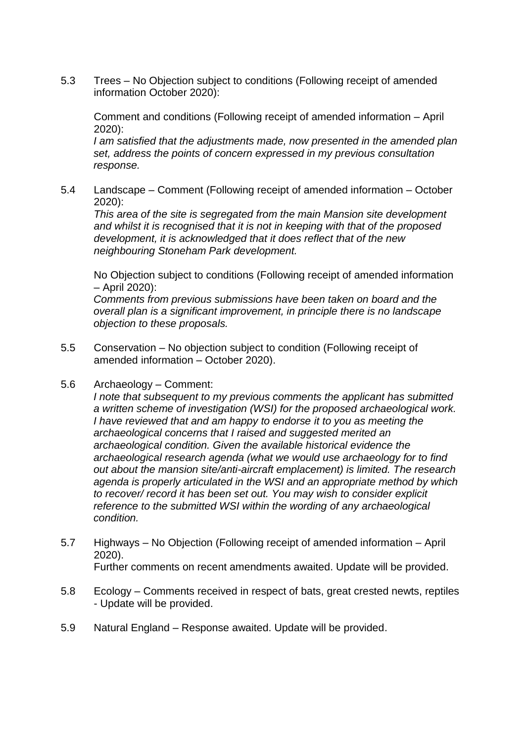5.3 Trees – No Objection subject to conditions (Following receipt of amended information October 2020):

Comment and conditions (Following receipt of amended information – April 2020):
*I am satisfied that the adjustments made, now presented in the amended plan set, address the points of concern expressed in my previous consultation response.*

5.4 Landscape – Comment (Following receipt of amended information – October 2020):
*This area of the site is segregated from the main Mansion site development and whilst it is recognised that it is not in keeping with that of the proposed development, it is acknowledged that it does reflect that of the new neighbouring Stoneham Park development.*

No Objection subject to conditions (Following receipt of amended information – April 2020):
*Comments from previous submissions have been taken on board and the overall plan is a significant improvement, in principle there is no landscape objection to these proposals.*

5.5 Conservation – No objection subject to condition (Following receipt of amended information – October 2020).

5.6 Archaeology – Comment:
*I note that subsequent to my previous comments the applicant has submitted a written scheme of investigation (WSI) for the proposed archaeological work. I have reviewed that and am happy to endorse it to you as meeting the archaeological concerns that I raised and suggested merited an archaeological condition. Given the available historical evidence the archaeological research agenda (what we would use archaeology for to find out about the mansion site/anti-aircraft emplacement) is limited. The research agenda is properly articulated in the WSI and an appropriate method by which to recover/ record it has been set out. You may wish to consider explicit reference to the submitted WSI within the wording of any archaeological condition.*

5.7 Highways – No Objection (Following receipt of amended information – April 2020).
Further comments on recent amendments awaited. Update will be provided.

5.8 Ecology – Comments received in respect of bats, great crested newts, reptiles - Update will be provided.

5.9 Natural England – Response awaited. Update will be provided.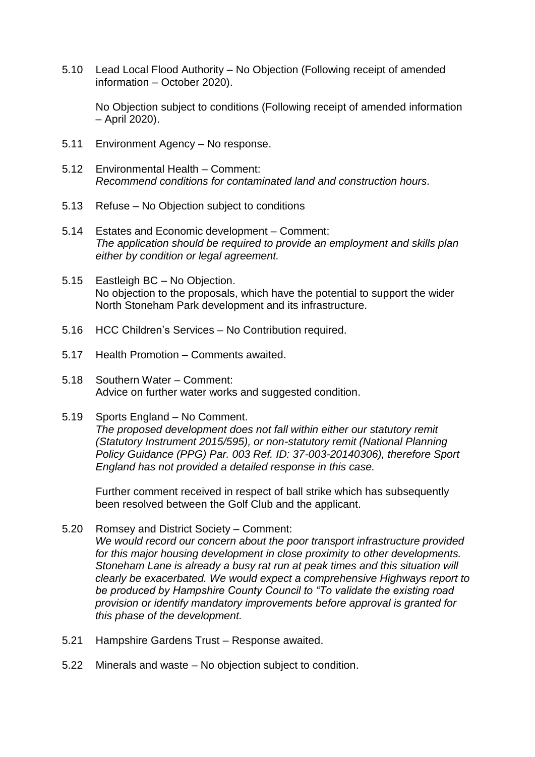5.10 Lead Local Flood Authority – No Objection (Following receipt of amended information – October 2020).

No Objection subject to conditions (Following receipt of amended information – April 2020).

5.11 Environment Agency – No response.

5.12 Environmental Health – Comment:
*Recommend conditions for contaminated land and construction hours.*

5.13 Refuse – No Objection subject to conditions

5.14 Estates and Economic development – Comment:
*The application should be required to provide an employment and skills plan either by condition or legal agreement.*

5.15 Eastleigh BC – No Objection.
No objection to the proposals, which have the potential to support the wider North Stoneham Park development and its infrastructure.

5.16 HCC Children's Services – No Contribution required.

5.17 Health Promotion – Comments awaited.

5.18 Southern Water – Comment:
Advice on further water works and suggested condition.

5.19 Sports England – No Comment.
*The proposed development does not fall within either our statutory remit (Statutory Instrument 2015/595), or non-statutory remit (National Planning Policy Guidance (PPG) Par. 003 Ref. ID: 37-003-20140306), therefore Sport England has not provided a detailed response in this case.*

Further comment received in respect of ball strike which has subsequently been resolved between the Golf Club and the applicant.

5.20 Romsey and District Society – Comment:
*We would record our concern about the poor transport infrastructure provided for this major housing development in close proximity to other developments. Stoneham Lane is already a busy rat run at peak times and this situation will clearly be exacerbated. We would expect a comprehensive Highways report to be produced by Hampshire County Council to "To validate the existing road provision or identify mandatory improvements before approval is granted for this phase of the development.*

5.21 Hampshire Gardens Trust – Response awaited.

5.22 Minerals and waste – No objection subject to condition.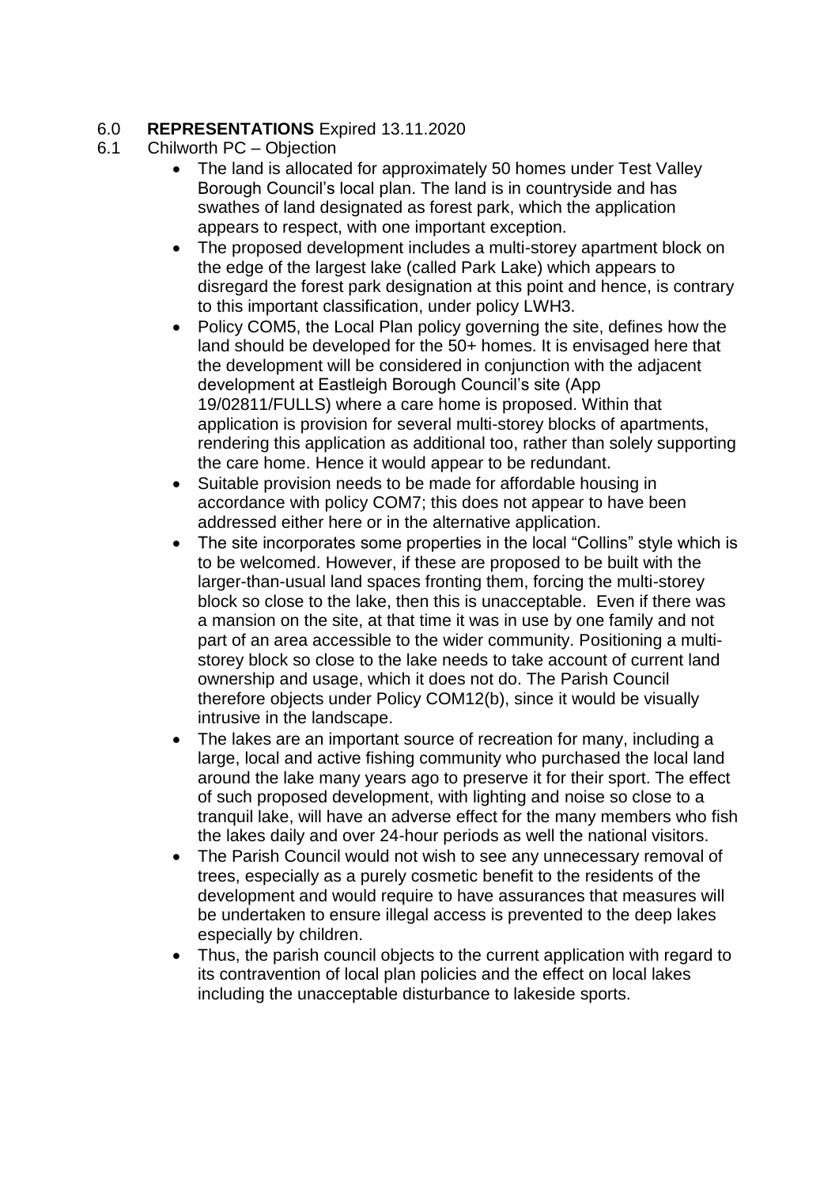## 6.0 **REPRESENTATIONS** Expired 13.11.2020

### 6.1 Chilworth PC – Objection

- The land is allocated for approximately 50 homes under Test Valley Borough Council's local plan. The land is in countryside and has swathes of land designated as forest park, which the application appears to respect, with one important exception.
- The proposed development includes a multi-storey apartment block on the edge of the largest lake (called Park Lake) which appears to disregard the forest park designation at this point and hence, is contrary to this important classification, under policy LWH3.
- Policy COM5, the Local Plan policy governing the site, defines how the land should be developed for the 50+ homes. It is envisaged here that the development will be considered in conjunction with the adjacent development at Eastleigh Borough Council's site (App 19/02811/FULLS) where a care home is proposed. Within that application is provision for several multi-storey blocks of apartments, rendering this application as additional too, rather than solely supporting the care home. Hence it would appear to be redundant.
- Suitable provision needs to be made for affordable housing in accordance with policy COM7; this does not appear to have been addressed either here or in the alternative application.
- The site incorporates some properties in the local "Collins" style which is to be welcomed. However, if these are proposed to be built with the larger-than-usual land spaces fronting them, forcing the multi-storey block so close to the lake, then this is unacceptable. Even if there was a mansion on the site, at that time it was in use by one family and not part of an area accessible to the wider community. Positioning a multi-storey block so close to the lake needs to take account of current land ownership and usage, which it does not do. The Parish Council therefore objects under Policy COM12(b), since it would be visually intrusive in the landscape.
- The lakes are an important source of recreation for many, including a large, local and active fishing community who purchased the local land around the lake many years ago to preserve it for their sport. The effect of such proposed development, with lighting and noise so close to a tranquil lake, will have an adverse effect for the many members who fish the lakes daily and over 24-hour periods as well the national visitors.
- The Parish Council would not wish to see any unnecessary removal of trees, especially as a purely cosmetic benefit to the residents of the development and would require to have assurances that measures will be undertaken to ensure illegal access is prevented to the deep lakes especially by children.
- Thus, the parish council objects to the current application with regard to its contravention of local plan policies and the effect on local lakes including the unacceptable disturbance to lakeside sports.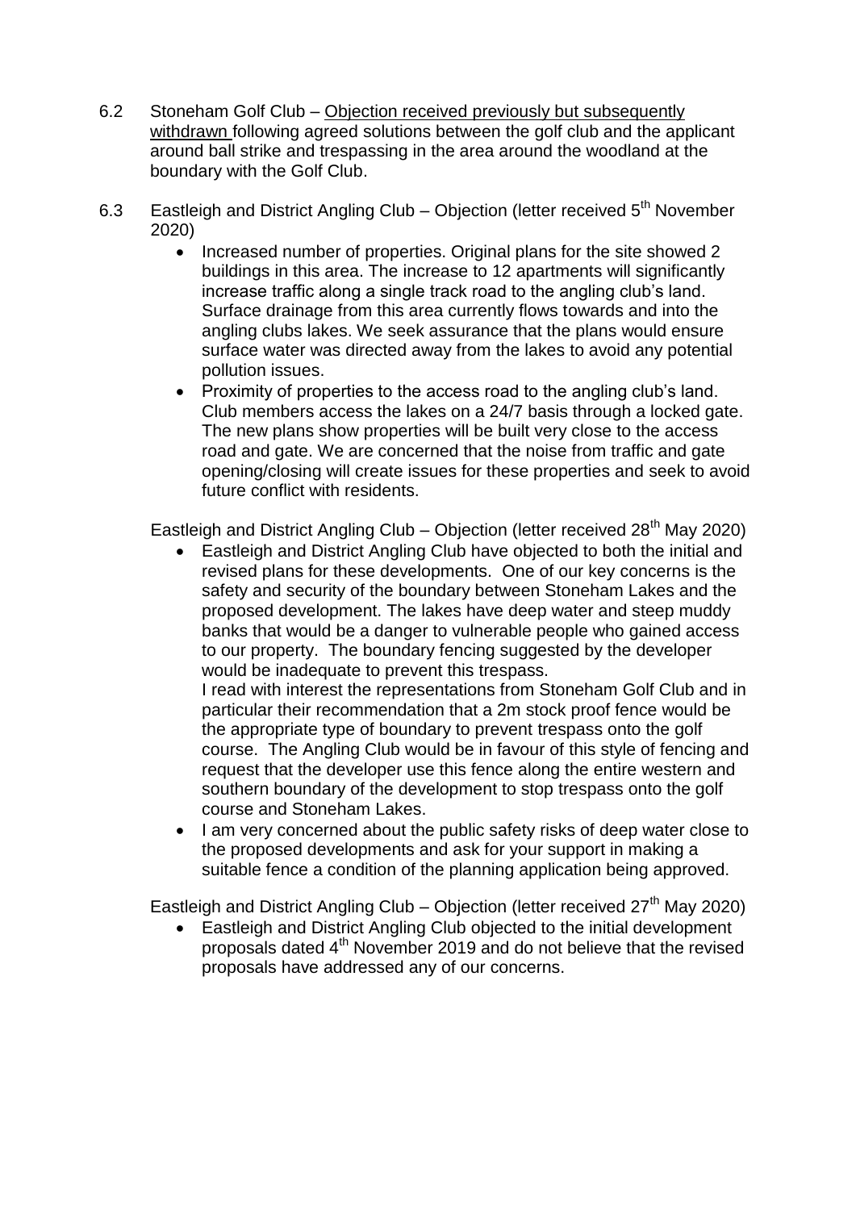6.2 Stoneham Golf Club – Objection received previously but subsequently withdrawn following agreed solutions between the golf club and the applicant around ball strike and trespassing in the area around the woodland at the boundary with the Golf Club.

6.3 Eastleigh and District Angling Club – Objection (letter received 5th November 2020)

- Increased number of properties. Original plans for the site showed 2 buildings in this area. The increase to 12 apartments will significantly increase traffic along a single track road to the angling club's land. Surface drainage from this area currently flows towards and into the angling clubs lakes. We seek assurance that the plans would ensure surface water was directed away from the lakes to avoid any potential pollution issues.
- Proximity of properties to the access road to the angling club's land. Club members access the lakes on a 24/7 basis through a locked gate. The new plans show properties will be built very close to the access road and gate. We are concerned that the noise from traffic and gate opening/closing will create issues for these properties and seek to avoid future conflict with residents.

Eastleigh and District Angling Club – Objection (letter received 28th May 2020)

- Eastleigh and District Angling Club have objected to both the initial and revised plans for these developments. One of our key concerns is the safety and security of the boundary between Stoneham Lakes and the proposed development. The lakes have deep water and steep muddy banks that would be a danger to vulnerable people who gained access to our property. The boundary fencing suggested by the developer would be inadequate to prevent this trespass.
  I read with interest the representations from Stoneham Golf Club and in particular their recommendation that a 2m stock proof fence would be the appropriate type of boundary to prevent trespass onto the golf course. The Angling Club would be in favour of this style of fencing and request that the developer use this fence along the entire western and southern boundary of the development to stop trespass onto the golf course and Stoneham Lakes.
- I am very concerned about the public safety risks of deep water close to the proposed developments and ask for your support in making a suitable fence a condition of the planning application being approved.

Eastleigh and District Angling Club – Objection (letter received 27th May 2020)

- Eastleigh and District Angling Club objected to the initial development proposals dated 4th November 2019 and do not believe that the revised proposals have addressed any of our concerns.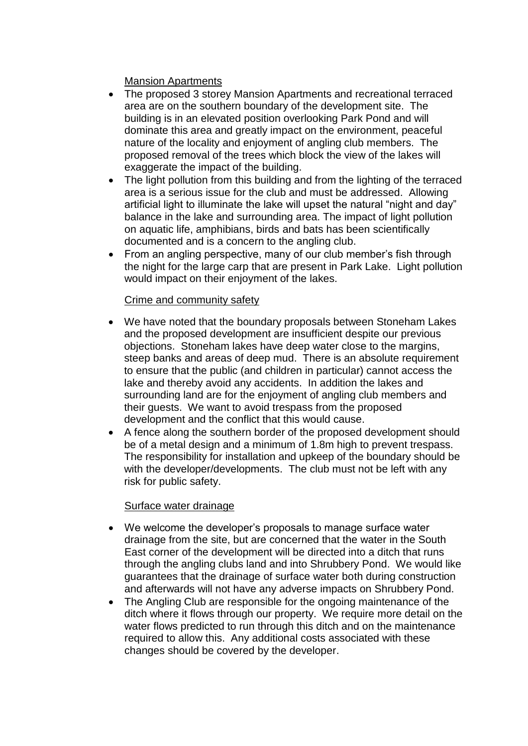Mansion Apartments

- The proposed 3 storey Mansion Apartments and recreational terraced area are on the southern boundary of the development site. The building is in an elevated position overlooking Park Pond and will dominate this area and greatly impact on the environment, peaceful nature of the locality and enjoyment of angling club members. The proposed removal of the trees which block the view of the lakes will exaggerate the impact of the building.
- The light pollution from this building and from the lighting of the terraced area is a serious issue for the club and must be addressed. Allowing artificial light to illuminate the lake will upset the natural "night and day" balance in the lake and surrounding area. The impact of light pollution on aquatic life, amphibians, birds and bats has been scientifically documented and is a concern to the angling club.
- From an angling perspective, many of our club member's fish through the night for the large carp that are present in Park Lake. Light pollution would impact on their enjoyment of the lakes.

Crime and community safety

- We have noted that the boundary proposals between Stoneham Lakes and the proposed development are insufficient despite our previous objections. Stoneham lakes have deep water close to the margins, steep banks and areas of deep mud. There is an absolute requirement to ensure that the public (and children in particular) cannot access the lake and thereby avoid any accidents. In addition the lakes and surrounding land are for the enjoyment of angling club members and their guests. We want to avoid trespass from the proposed development and the conflict that this would cause.
- A fence along the southern border of the proposed development should be of a metal design and a minimum of 1.8m high to prevent trespass. The responsibility for installation and upkeep of the boundary should be with the developer/developments. The club must not be left with any risk for public safety.

Surface water drainage

- We welcome the developer's proposals to manage surface water drainage from the site, but are concerned that the water in the South East corner of the development will be directed into a ditch that runs through the angling clubs land and into Shrubbery Pond. We would like guarantees that the drainage of surface water both during construction and afterwards will not have any adverse impacts on Shrubbery Pond.
- The Angling Club are responsible for the ongoing maintenance of the ditch where it flows through our property. We require more detail on the water flows predicted to run through this ditch and on the maintenance required to allow this. Any additional costs associated with these changes should be covered by the developer.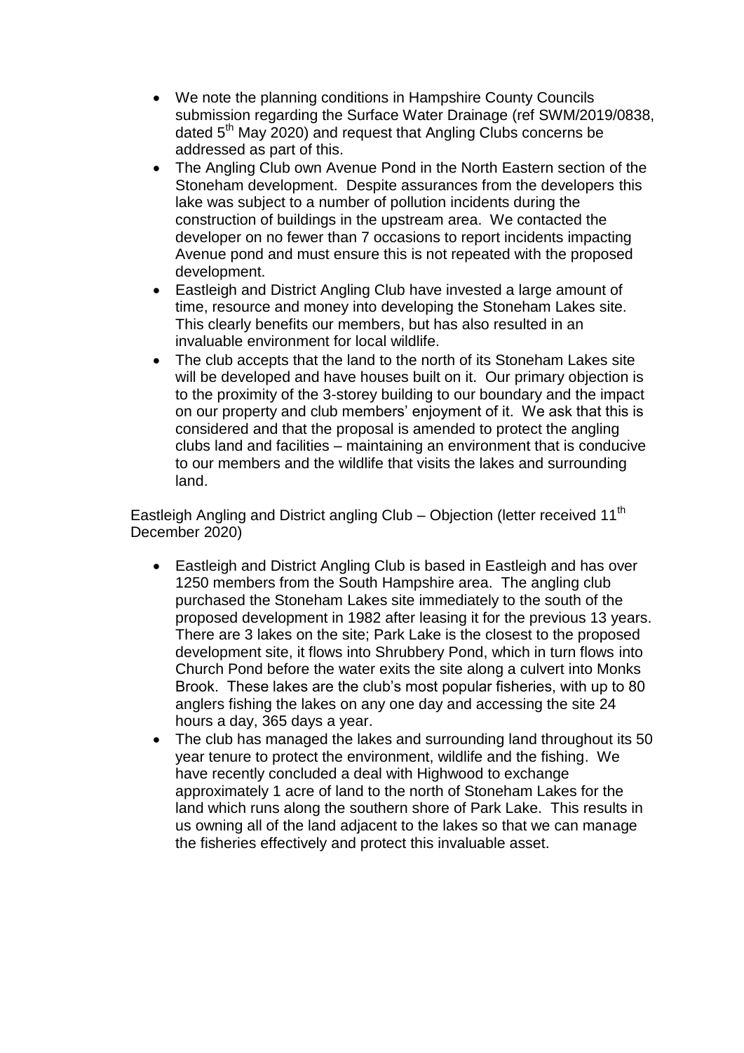- We note the planning conditions in Hampshire County Councils submission regarding the Surface Water Drainage (ref SWM/2019/0838, dated 5th May 2020) and request that Angling Clubs concerns be addressed as part of this.
- The Angling Club own Avenue Pond in the North Eastern section of the Stoneham development. Despite assurances from the developers this lake was subject to a number of pollution incidents during the construction of buildings in the upstream area. We contacted the developer on no fewer than 7 occasions to report incidents impacting Avenue pond and must ensure this is not repeated with the proposed development.
- Eastleigh and District Angling Club have invested a large amount of time, resource and money into developing the Stoneham Lakes site. This clearly benefits our members, but has also resulted in an invaluable environment for local wildlife.
- The club accepts that the land to the north of its Stoneham Lakes site will be developed and have houses built on it. Our primary objection is to the proximity of the 3-storey building to our boundary and the impact on our property and club members' enjoyment of it. We ask that this is considered and that the proposal is amended to protect the angling clubs land and facilities – maintaining an environment that is conducive to our members and the wildlife that visits the lakes and surrounding land.

Eastleigh Angling and District angling Club – Objection (letter received 11th December 2020)

- Eastleigh and District Angling Club is based in Eastleigh and has over 1250 members from the South Hampshire area. The angling club purchased the Stoneham Lakes site immediately to the south of the proposed development in 1982 after leasing it for the previous 13 years. There are 3 lakes on the site; Park Lake is the closest to the proposed development site, it flows into Shrubbery Pond, which in turn flows into Church Pond before the water exits the site along a culvert into Monks Brook. These lakes are the club's most popular fisheries, with up to 80 anglers fishing the lakes on any one day and accessing the site 24 hours a day, 365 days a year.
- The club has managed the lakes and surrounding land throughout its 50 year tenure to protect the environment, wildlife and the fishing. We have recently concluded a deal with Highwood to exchange approximately 1 acre of land to the north of Stoneham Lakes for the land which runs along the southern shore of Park Lake. This results in us owning all of the land adjacent to the lakes so that we can manage the fisheries effectively and protect this invaluable asset.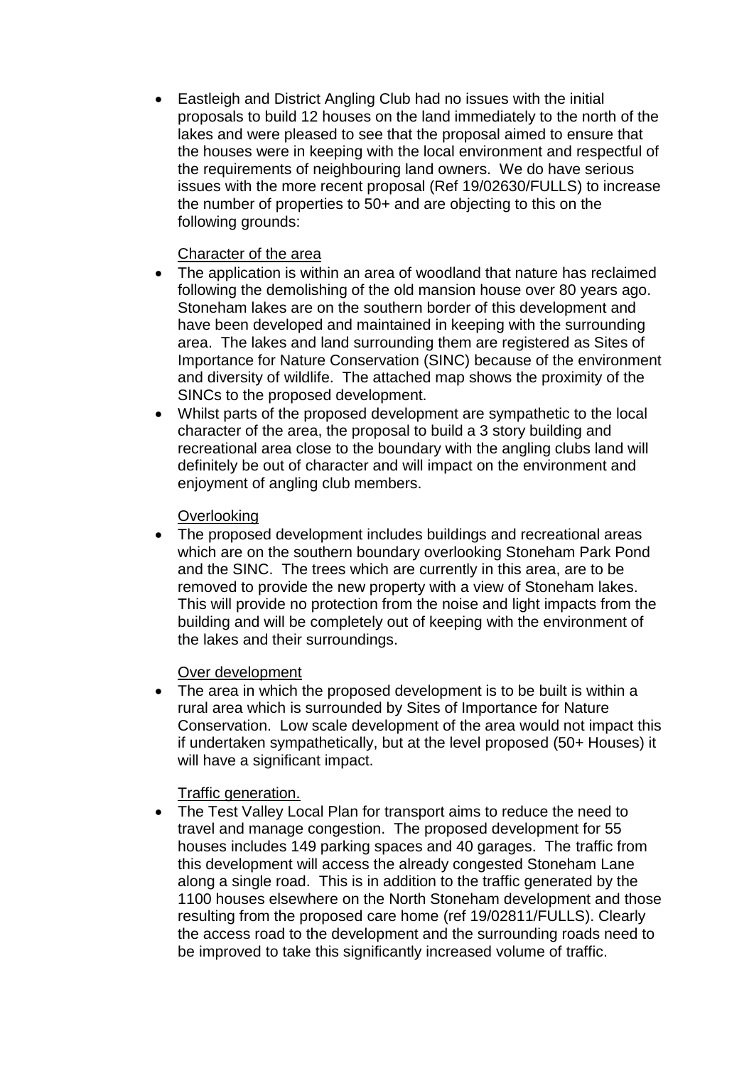- Eastleigh and District Angling Club had no issues with the initial proposals to build 12 houses on the land immediately to the north of the lakes and were pleased to see that the proposal aimed to ensure that the houses were in keeping with the local environment and respectful of the requirements of neighbouring land owners. We do have serious issues with the more recent proposal (Ref 19/02630/FULLS) to increase the number of properties to 50+ and are objecting to this on the following grounds:

<u>Character of the area</u>

- The application is within an area of woodland that nature has reclaimed following the demolishing of the old mansion house over 80 years ago. Stoneham lakes are on the southern border of this development and have been developed and maintained in keeping with the surrounding area. The lakes and land surrounding them are registered as Sites of Importance for Nature Conservation (SINC) because of the environment and diversity of wildlife. The attached map shows the proximity of the SINCs to the proposed development.
- Whilst parts of the proposed development are sympathetic to the local character of the area, the proposal to build a 3 story building and recreational area close to the boundary with the angling clubs land will definitely be out of character and will impact on the environment and enjoyment of angling club members.

<u>Overlooking</u>

- The proposed development includes buildings and recreational areas which are on the southern boundary overlooking Stoneham Park Pond and the SINC. The trees which are currently in this area, are to be removed to provide the new property with a view of Stoneham lakes. This will provide no protection from the noise and light impacts from the building and will be completely out of keeping with the environment of the lakes and their surroundings.

<u>Over development</u>

- The area in which the proposed development is to be built is within a rural area which is surrounded by Sites of Importance for Nature Conservation. Low scale development of the area would not impact this if undertaken sympathetically, but at the level proposed (50+ Houses) it will have a significant impact.

<u>Traffic generation.</u>

- The Test Valley Local Plan for transport aims to reduce the need to travel and manage congestion. The proposed development for 55 houses includes 149 parking spaces and 40 garages. The traffic from this development will access the already congested Stoneham Lane along a single road. This is in addition to the traffic generated by the 1100 houses elsewhere on the North Stoneham development and those resulting from the proposed care home (ref 19/02811/FULLS). Clearly the access road to the development and the surrounding roads need to be improved to take this significantly increased volume of traffic.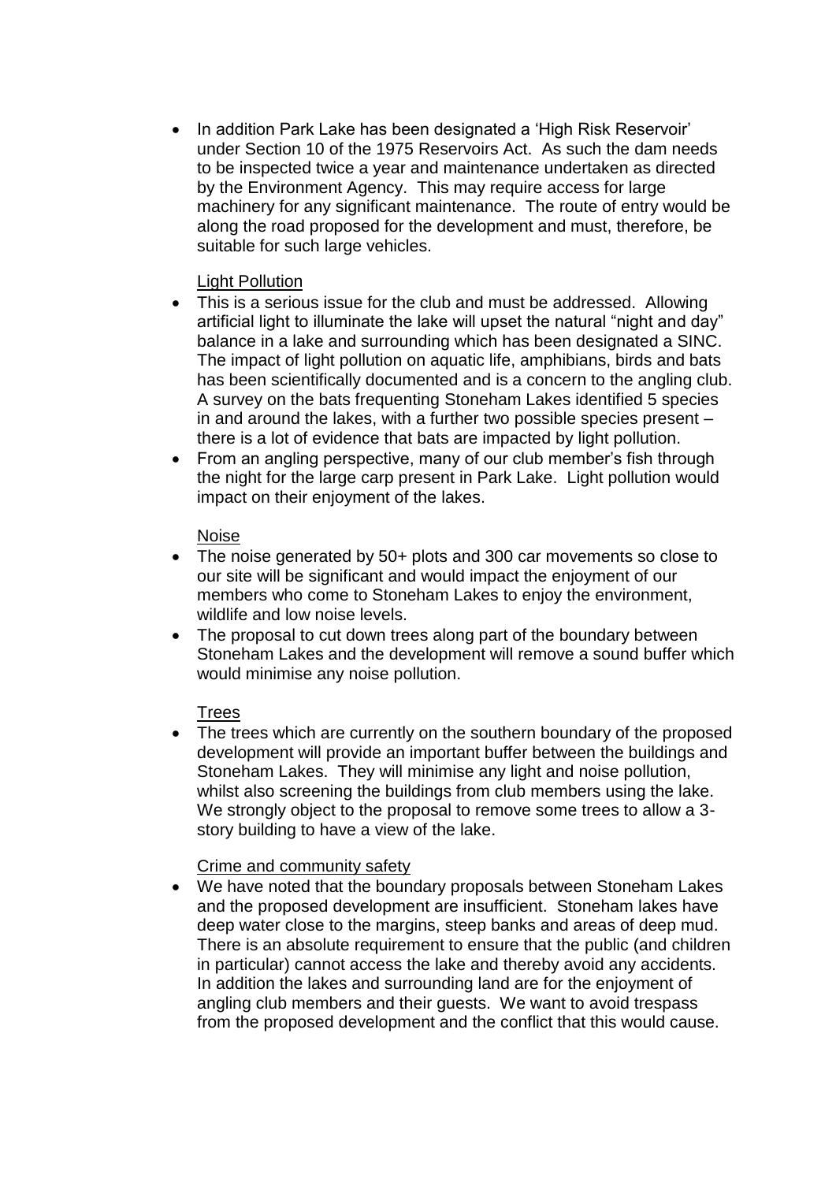- In addition Park Lake has been designated a 'High Risk Reservoir' under Section 10 of the 1975 Reservoirs Act. As such the dam needs to be inspected twice a year and maintenance undertaken as directed by the Environment Agency. This may require access for large machinery for any significant maintenance. The route of entry would be along the road proposed for the development and must, therefore, be suitable for such large vehicles.

<u>Light Pollution</u>

- This is a serious issue for the club and must be addressed. Allowing artificial light to illuminate the lake will upset the natural "night and day" balance in a lake and surrounding which has been designated a SINC. The impact of light pollution on aquatic life, amphibians, birds and bats has been scientifically documented and is a concern to the angling club. A survey on the bats frequenting Stoneham Lakes identified 5 species in and around the lakes, with a further two possible species present – there is a lot of evidence that bats are impacted by light pollution.
- From an angling perspective, many of our club member's fish through the night for the large carp present in Park Lake. Light pollution would impact on their enjoyment of the lakes.

<u>Noise</u>

- The noise generated by 50+ plots and 300 car movements so close to our site will be significant and would impact the enjoyment of our members who come to Stoneham Lakes to enjoy the environment, wildlife and low noise levels.
- The proposal to cut down trees along part of the boundary between Stoneham Lakes and the development will remove a sound buffer which would minimise any noise pollution.

<u>Trees</u>

- The trees which are currently on the southern boundary of the proposed development will provide an important buffer between the buildings and Stoneham Lakes. They will minimise any light and noise pollution, whilst also screening the buildings from club members using the lake. We strongly object to the proposal to remove some trees to allow a 3-story building to have a view of the lake.

<u>Crime and community safety</u>

- We have noted that the boundary proposals between Stoneham Lakes and the proposed development are insufficient. Stoneham lakes have deep water close to the margins, steep banks and areas of deep mud. There is an absolute requirement to ensure that the public (and children in particular) cannot access the lake and thereby avoid any accidents. In addition the lakes and surrounding land are for the enjoyment of angling club members and their guests. We want to avoid trespass from the proposed development and the conflict that this would cause.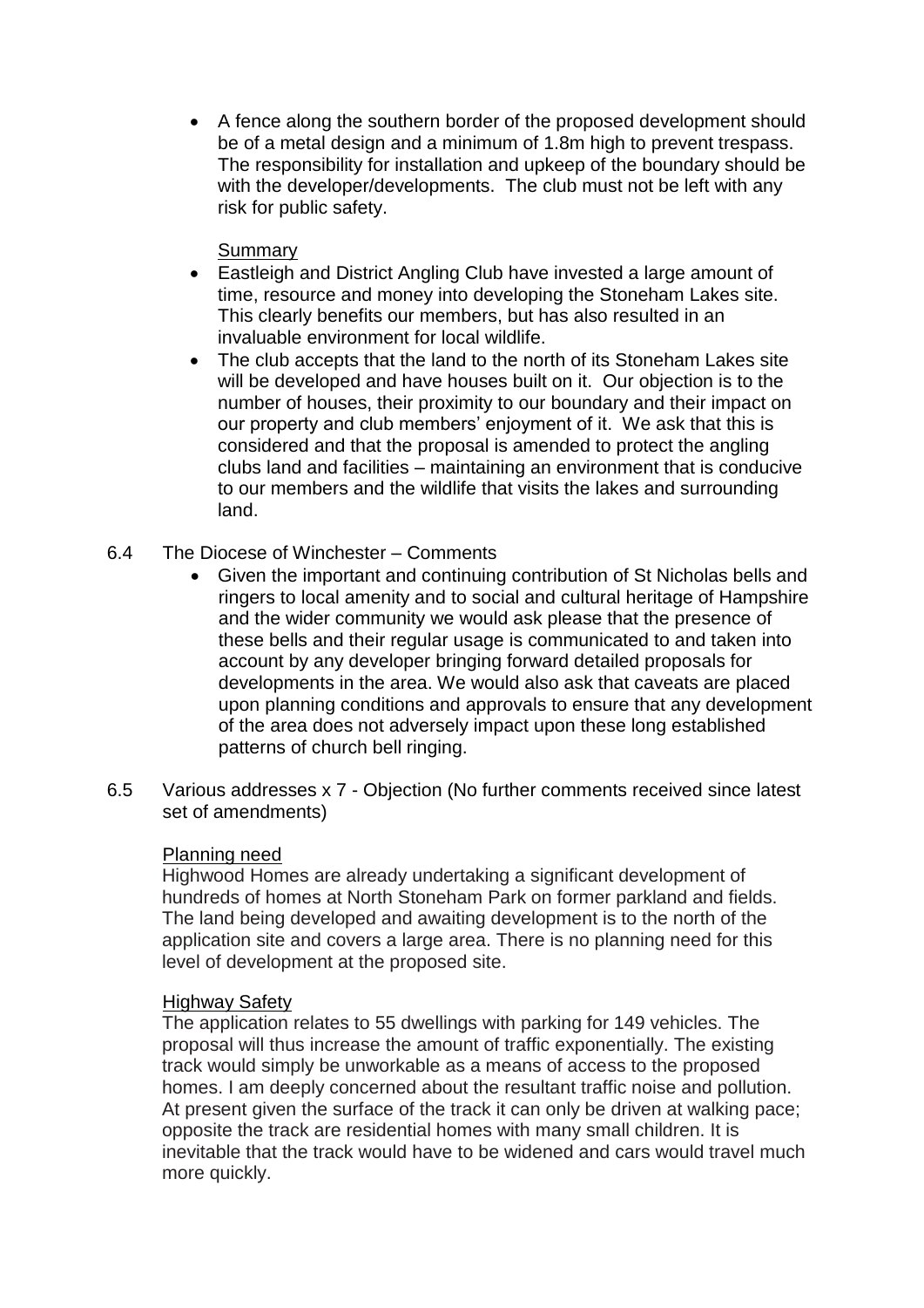- A fence along the southern border of the proposed development should be of a metal design and a minimum of 1.8m high to prevent trespass. The responsibility for installation and upkeep of the boundary should be with the developer/developments. The club must not be left with any risk for public safety.

  Summary

- Eastleigh and District Angling Club have invested a large amount of time, resource and money into developing the Stoneham Lakes site. This clearly benefits our members, but has also resulted in an invaluable environment for local wildlife.
- The club accepts that the land to the north of its Stoneham Lakes site will be developed and have houses built on it. Our objection is to the number of houses, their proximity to our boundary and their impact on our property and club members' enjoyment of it. We ask that this is considered and that the proposal is amended to protect the angling clubs land and facilities – maintaining an environment that is conducive to our members and the wildlife that visits the lakes and surrounding land.

6.4 The Diocese of Winchester – Comments

- Given the important and continuing contribution of St Nicholas bells and ringers to local amenity and to social and cultural heritage of Hampshire and the wider community we would ask please that the presence of these bells and their regular usage is communicated to and taken into account by any developer bringing forward detailed proposals for developments in the area. We would also ask that caveats are placed upon planning conditions and approvals to ensure that any development of the area does not adversely impact upon these long established patterns of church bell ringing.

6.5 Various addresses x 7 - Objection (No further comments received since latest set of amendments)

Planning need

Highwood Homes are already undertaking a significant development of hundreds of homes at North Stoneham Park on former parkland and fields. The land being developed and awaiting development is to the north of the application site and covers a large area. There is no planning need for this level of development at the proposed site.

Highway Safety

The application relates to 55 dwellings with parking for 149 vehicles. The proposal will thus increase the amount of traffic exponentially. The existing track would simply be unworkable as a means of access to the proposed homes. I am deeply concerned about the resultant traffic noise and pollution. At present given the surface of the track it can only be driven at walking pace; opposite the track are residential homes with many small children. It is inevitable that the track would have to be widened and cars would travel much more quickly.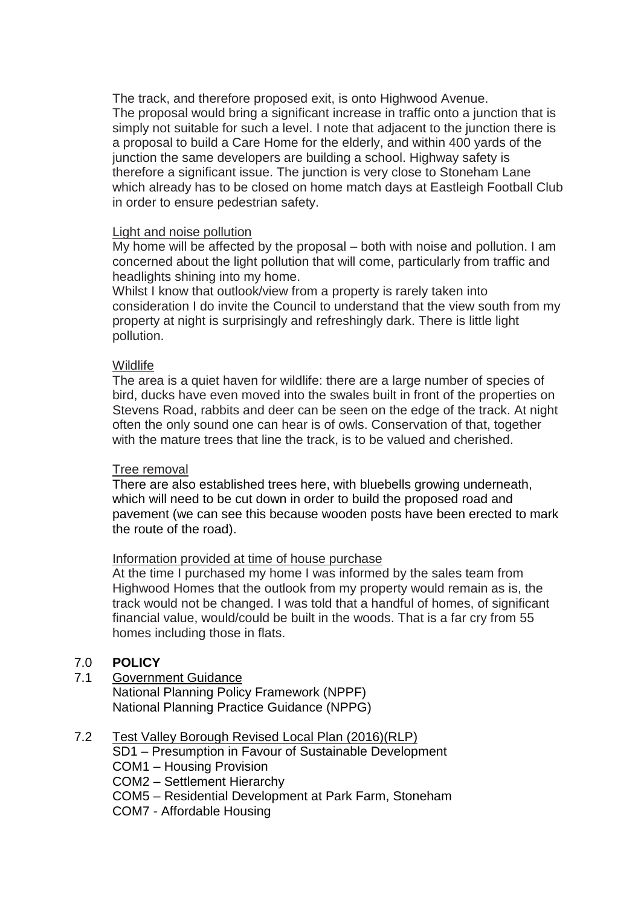The track, and therefore proposed exit, is onto Highwood Avenue.
The proposal would bring a significant increase in traffic onto a junction that is simply not suitable for such a level. I note that adjacent to the junction there is a proposal to build a Care Home for the elderly, and within 400 yards of the junction the same developers are building a school. Highway safety is therefore a significant issue. The junction is very close to Stoneham Lane which already has to be closed on home match days at Eastleigh Football Club in order to ensure pedestrian safety.

Light and noise pollution

My home will be affected by the proposal – both with noise and pollution. I am concerned about the light pollution that will come, particularly from traffic and headlights shining into my home.
Whilst I know that outlook/view from a property is rarely taken into consideration I do invite the Council to understand that the view south from my property at night is surprisingly and refreshingly dark. There is little light pollution.

Wildlife

The area is a quiet haven for wildlife: there are a large number of species of bird, ducks have even moved into the swales built in front of the properties on Stevens Road, rabbits and deer can be seen on the edge of the track. At night often the only sound one can hear is of owls. Conservation of that, together with the mature trees that line the track, is to be valued and cherished.

Tree removal

There are also established trees here, with bluebells growing underneath, which will need to be cut down in order to build the proposed road and pavement (we can see this because wooden posts have been erected to mark the route of the road).

Information provided at time of house purchase

At the time I purchased my home I was informed by the sales team from Highwood Homes that the outlook from my property would remain as is, the track would not be changed. I was told that a handful of homes, of significant financial value, would/could be built in the woods. That is a far cry from 55 homes including those in flats.

## 7.0 POLICY

7.1 Government Guidance

National Planning Policy Framework (NPPF)
National Planning Practice Guidance (NPPG)

7.2 Test Valley Borough Revised Local Plan (2016)(RLP)

SD1 – Presumption in Favour of Sustainable Development
COM1 – Housing Provision
COM2 – Settlement Hierarchy
COM5 – Residential Development at Park Farm, Stoneham
COM7 - Affordable Housing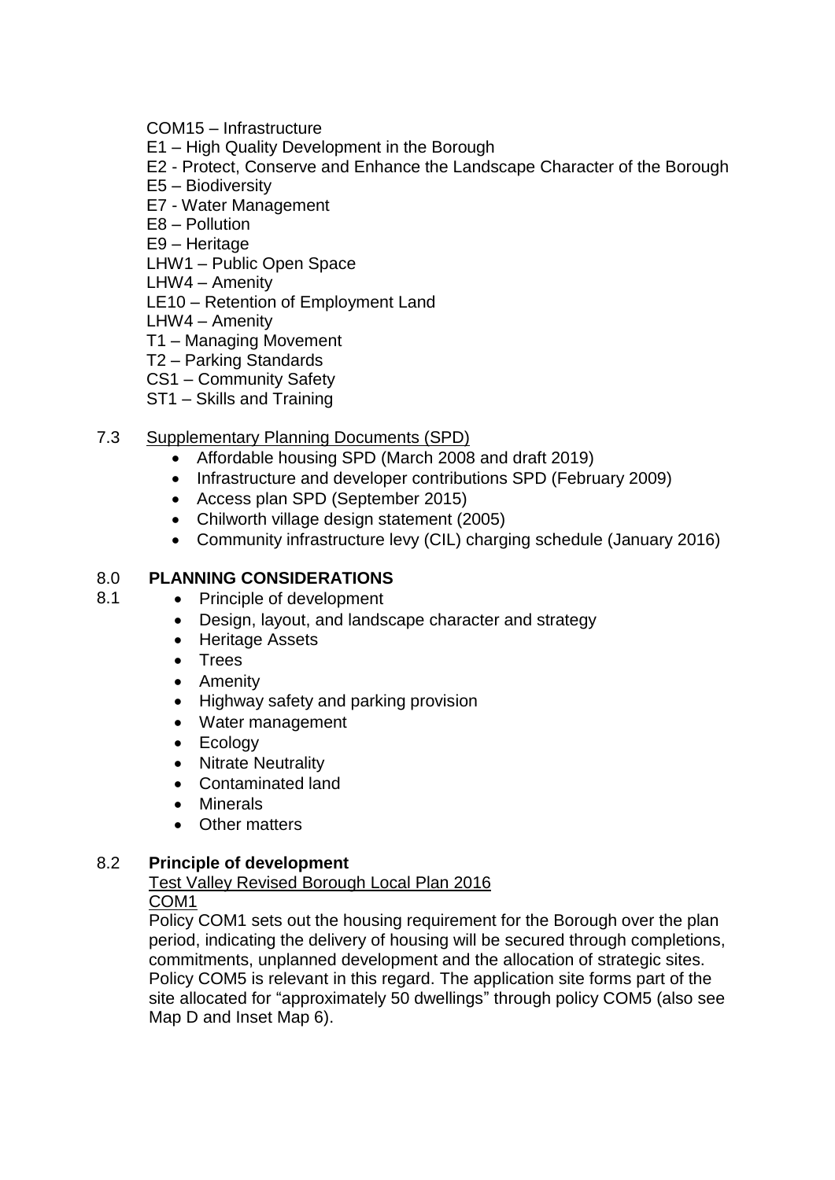COM15 – Infrastructure
E1 – High Quality Development in the Borough
E2 - Protect, Conserve and Enhance the Landscape Character of the Borough
E5 – Biodiversity
E7 - Water Management
E8 – Pollution
E9 – Heritage
LHW1 – Public Open Space
LHW4 – Amenity
LE10 – Retention of Employment Land
LHW4 – Amenity
T1 – Managing Movement
T2 – Parking Standards
CS1 – Community Safety
ST1 – Skills and Training

7.3 Supplementary Planning Documents (SPD)

- Affordable housing SPD (March 2008 and draft 2019)
- Infrastructure and developer contributions SPD (February 2009)
- Access plan SPD (September 2015)
- Chilworth village design statement (2005)
- Community infrastructure levy (CIL) charging schedule (January 2016)

## 8.0 PLANNING CONSIDERATIONS

8.1

- Principle of development
- Design, layout, and landscape character and strategy
- Heritage Assets
- Trees
- Amenity
- Highway safety and parking provision
- Water management
- Ecology
- Nitrate Neutrality
- Contaminated land
- Minerals
- Other matters

### 8.2 Principle of development

Test Valley Revised Borough Local Plan 2016

COM1

Policy COM1 sets out the housing requirement for the Borough over the plan period, indicating the delivery of housing will be secured through completions, commitments, unplanned development and the allocation of strategic sites. Policy COM5 is relevant in this regard. The application site forms part of the site allocated for "approximately 50 dwellings" through policy COM5 (also see Map D and Inset Map 6).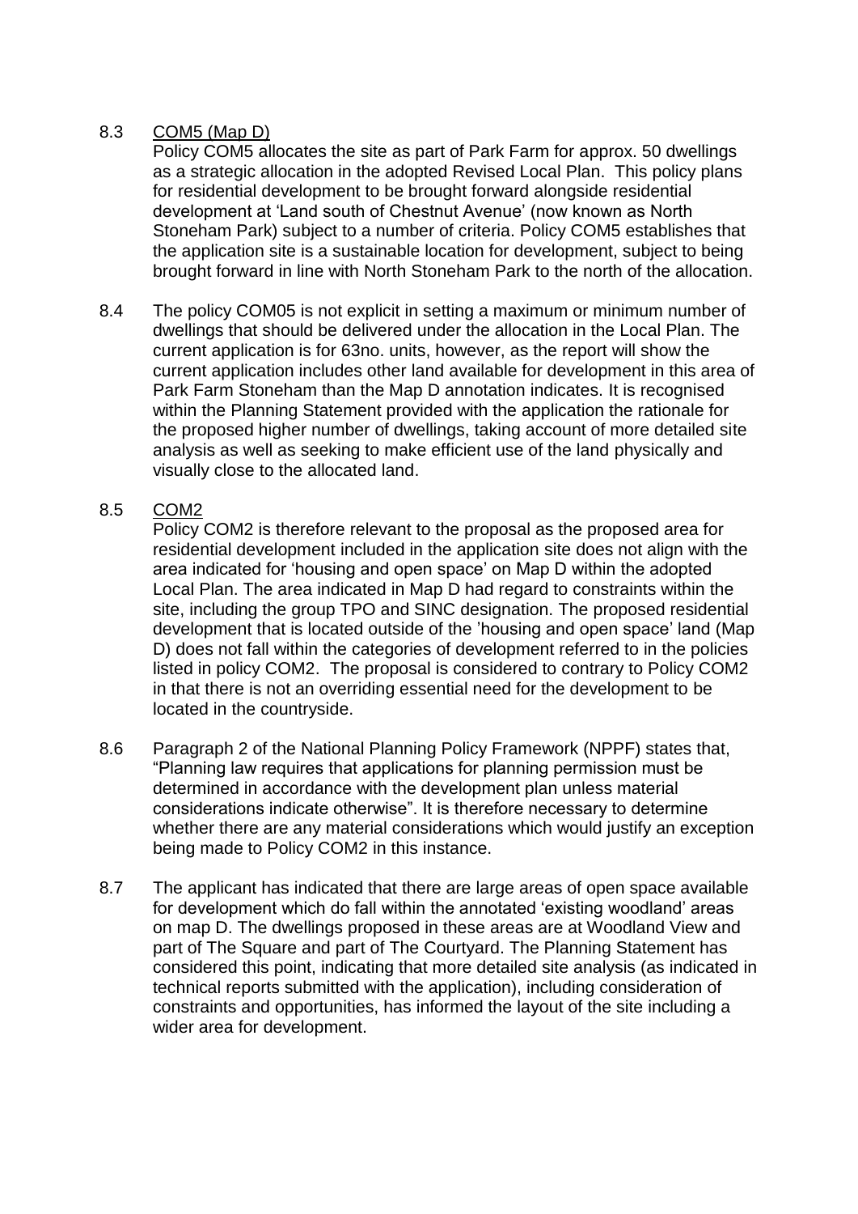8.3 COM5 (Map D)

Policy COM5 allocates the site as part of Park Farm for approx. 50 dwellings as a strategic allocation in the adopted Revised Local Plan. This policy plans for residential development to be brought forward alongside residential development at 'Land south of Chestnut Avenue' (now known as North Stoneham Park) subject to a number of criteria. Policy COM5 establishes that the application site is a sustainable location for development, subject to being brought forward in line with North Stoneham Park to the north of the allocation.

8.4 The policy COM05 is not explicit in setting a maximum or minimum number of dwellings that should be delivered under the allocation in the Local Plan. The current application is for 63no. units, however, as the report will show the current application includes other land available for development in this area of Park Farm Stoneham than the Map D annotation indicates. It is recognised within the Planning Statement provided with the application the rationale for the proposed higher number of dwellings, taking account of more detailed site analysis as well as seeking to make efficient use of the land physically and visually close to the allocated land.

8.5 COM2

Policy COM2 is therefore relevant to the proposal as the proposed area for residential development included in the application site does not align with the area indicated for 'housing and open space' on Map D within the adopted Local Plan. The area indicated in Map D had regard to constraints within the site, including the group TPO and SINC designation. The proposed residential development that is located outside of the 'housing and open space' land (Map D) does not fall within the categories of development referred to in the policies listed in policy COM2. The proposal is considered to contrary to Policy COM2 in that there is not an overriding essential need for the development to be located in the countryside.

8.6 Paragraph 2 of the National Planning Policy Framework (NPPF) states that, "Planning law requires that applications for planning permission must be determined in accordance with the development plan unless material considerations indicate otherwise". It is therefore necessary to determine whether there are any material considerations which would justify an exception being made to Policy COM2 in this instance.

8.7 The applicant has indicated that there are large areas of open space available for development which do fall within the annotated 'existing woodland' areas on map D. The dwellings proposed in these areas are at Woodland View and part of The Square and part of The Courtyard. The Planning Statement has considered this point, indicating that more detailed site analysis (as indicated in technical reports submitted with the application), including consideration of constraints and opportunities, has informed the layout of the site including a wider area for development.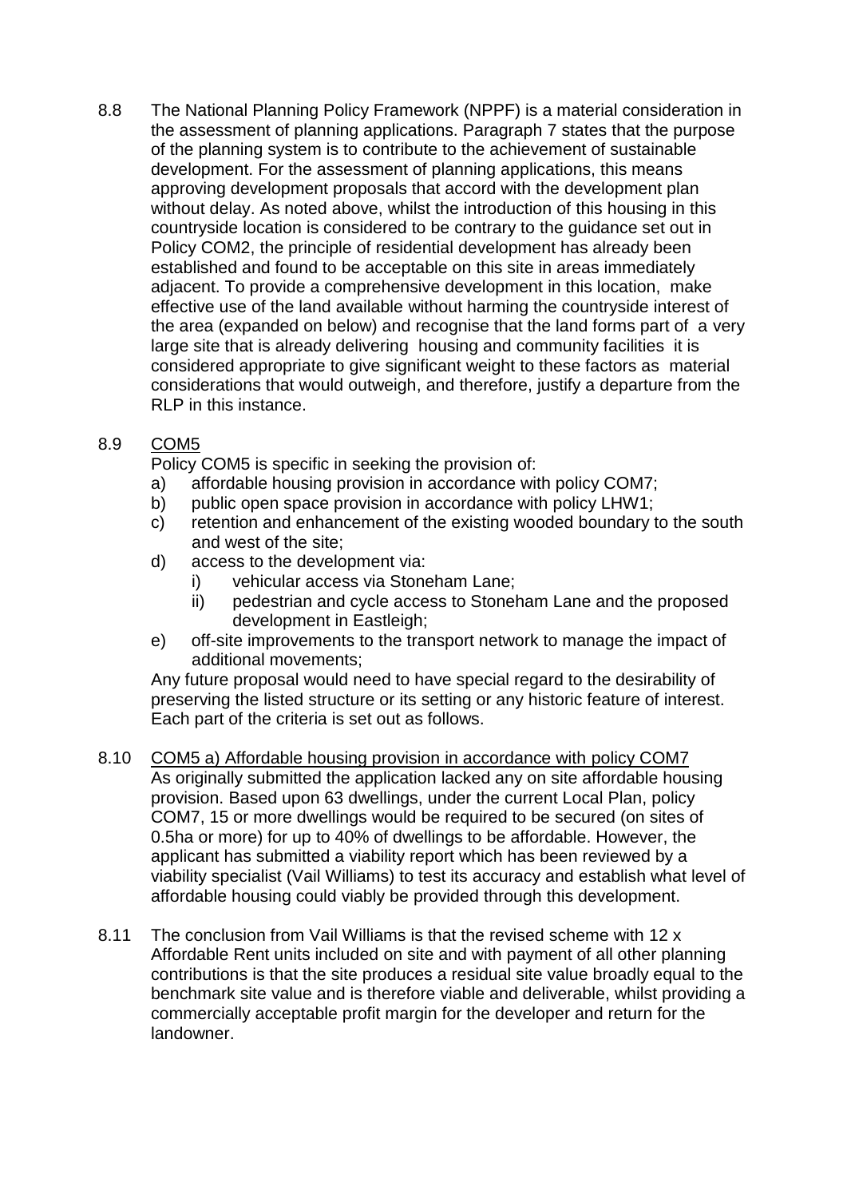8.8 The National Planning Policy Framework (NPPF) is a material consideration in the assessment of planning applications. Paragraph 7 states that the purpose of the planning system is to contribute to the achievement of sustainable development. For the assessment of planning applications, this means approving development proposals that accord with the development plan without delay. As noted above, whilst the introduction of this housing in this countryside location is considered to be contrary to the guidance set out in Policy COM2, the principle of residential development has already been established and found to be acceptable on this site in areas immediately adjacent. To provide a comprehensive development in this location, make effective use of the land available without harming the countryside interest of the area (expanded on below) and recognise that the land forms part of a very large site that is already delivering housing and community facilities it is considered appropriate to give significant weight to these factors as material considerations that would outweigh, and therefore, justify a departure from the RLP in this instance.

8.9 <u>COM5</u>

Policy COM5 is specific in seeking the provision of:

a) affordable housing provision in accordance with policy COM7;
b) public open space provision in accordance with policy LHW1;
c) retention and enhancement of the existing wooded boundary to the south and west of the site;
d) access to the development via:
   i) vehicular access via Stoneham Lane;
   ii) pedestrian and cycle access to Stoneham Lane and the proposed development in Eastleigh;
e) off-site improvements to the transport network to manage the impact of additional movements;

Any future proposal would need to have special regard to the desirability of preserving the listed structure or its setting or any historic feature of interest. Each part of the criteria is set out as follows.

8.10 <u>COM5 a) Affordable housing provision in accordance with policy COM7</u>

As originally submitted the application lacked any on site affordable housing provision. Based upon 63 dwellings, under the current Local Plan, policy COM7, 15 or more dwellings would be required to be secured (on sites of 0.5ha or more) for up to 40% of dwellings to be affordable. However, the applicant has submitted a viability report which has been reviewed by a viability specialist (Vail Williams) to test its accuracy and establish what level of affordable housing could viably be provided through this development.

8.11 The conclusion from Vail Williams is that the revised scheme with 12 x Affordable Rent units included on site and with payment of all other planning contributions is that the site produces a residual site value broadly equal to the benchmark site value and is therefore viable and deliverable, whilst providing a commercially acceptable profit margin for the developer and return for the landowner.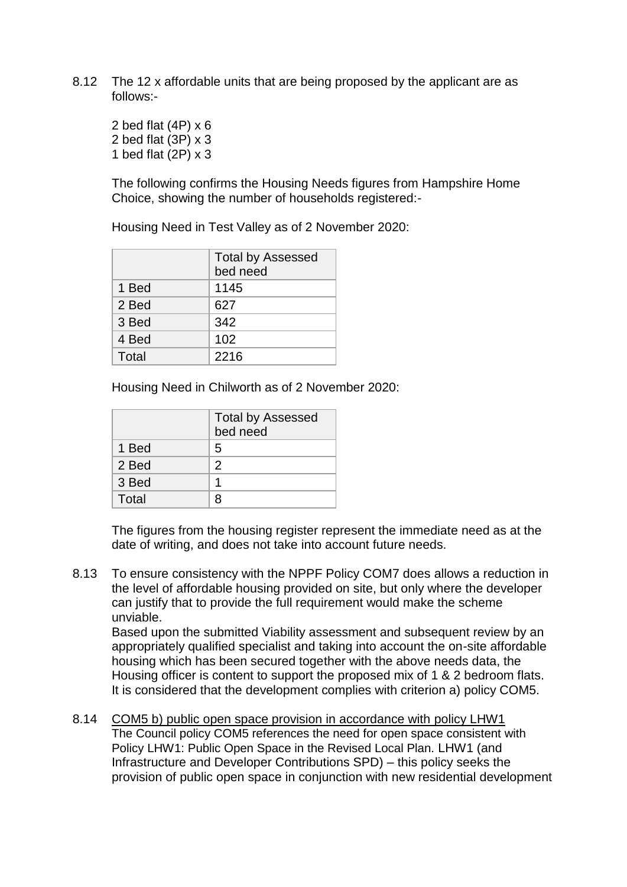8.12 The 12 x affordable units that are being proposed by the applicant are as follows:-

2 bed flat (4P) x 6
2 bed flat (3P) x 3
1 bed flat (2P) x 3

The following confirms the Housing Needs figures from Hampshire Home Choice, showing the number of households registered:-

Housing Need in Test Valley as of 2 November 2020:

| | Total by Assessed bed need |
|---|---|
| 1 Bed | 1145 |
| 2 Bed | 627 |
| 3 Bed | 342 |
| 4 Bed | 102 |
| Total | 2216 |

Housing Need in Chilworth as of 2 November 2020:

| | Total by Assessed bed need |
|---|---|
| 1 Bed | 5 |
| 2 Bed | 2 |
| 3 Bed | 1 |
| Total | 8 |

The figures from the housing register represent the immediate need as at the date of writing, and does not take into account future needs.

8.13 To ensure consistency with the NPPF Policy COM7 does allows a reduction in the level of affordable housing provided on site, but only where the developer can justify that to provide the full requirement would make the scheme unviable.
Based upon the submitted Viability assessment and subsequent review by an appropriately qualified specialist and taking into account the on-site affordable housing which has been secured together with the above needs data, the Housing officer is content to support the proposed mix of 1 & 2 bedroom flats. It is considered that the development complies with criterion a) policy COM5.

8.14 COM5 b) public open space provision in accordance with policy LHW1
The Council policy COM5 references the need for open space consistent with Policy LHW1: Public Open Space in the Revised Local Plan. LHW1 (and Infrastructure and Developer Contributions SPD) – this policy seeks the provision of public open space in conjunction with new residential development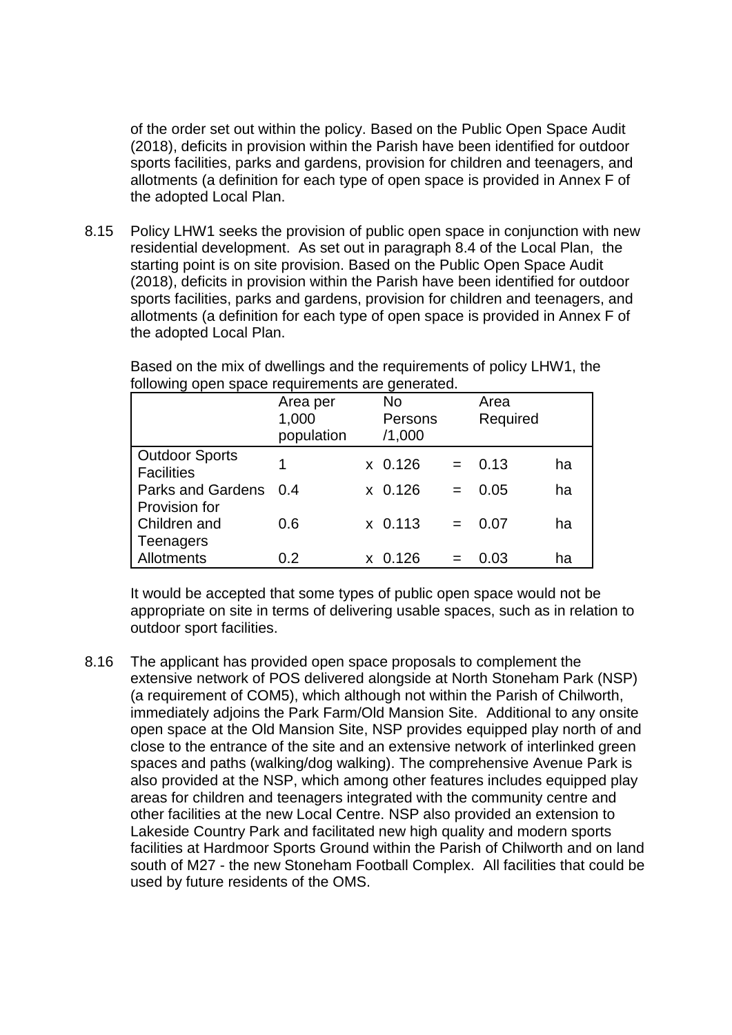of the order set out within the policy. Based on the Public Open Space Audit (2018), deficits in provision within the Parish have been identified for outdoor sports facilities, parks and gardens, provision for children and teenagers, and allotments (a definition for each type of open space is provided in Annex F of the adopted Local Plan.

8.15 Policy LHW1 seeks the provision of public open space in conjunction with new residential development. As set out in paragraph 8.4 of the Local Plan, the starting point is on site provision. Based on the Public Open Space Audit (2018), deficits in provision within the Parish have been identified for outdoor sports facilities, parks and gardens, provision for children and teenagers, and allotments (a definition for each type of open space is provided in Annex F of the adopted Local Plan.

Based on the mix of dwellings and the requirements of policy LHW1, the following open space requirements are generated.

| | Area per 1,000 population | No Persons /1,000 | | Area Required | |
|---|---|---|---|---|---|
| Outdoor Sports Facilities | 1 | x 0.126 | = | 0.13 | ha |
| Parks and Gardens | 0.4 | x 0.126 | = | 0.05 | ha |
| Provision for Children and Teenagers | 0.6 | x 0.113 | = | 0.07 | ha |
| Allotments | 0.2 | x 0.126 | = | 0.03 | ha |

It would be accepted that some types of public open space would not be appropriate on site in terms of delivering usable spaces, such as in relation to outdoor sport facilities.

8.16 The applicant has provided open space proposals to complement the extensive network of POS delivered alongside at North Stoneham Park (NSP) (a requirement of COM5), which although not within the Parish of Chilworth, immediately adjoins the Park Farm/Old Mansion Site. Additional to any onsite open space at the Old Mansion Site, NSP provides equipped play north of and close to the entrance of the site and an extensive network of interlinked green spaces and paths (walking/dog walking). The comprehensive Avenue Park is also provided at the NSP, which among other features includes equipped play areas for children and teenagers integrated with the community centre and other facilities at the new Local Centre. NSP also provided an extension to Lakeside Country Park and facilitated new high quality and modern sports facilities at Hardmoor Sports Ground within the Parish of Chilworth and on land south of M27 - the new Stoneham Football Complex. All facilities that could be used by future residents of the OMS.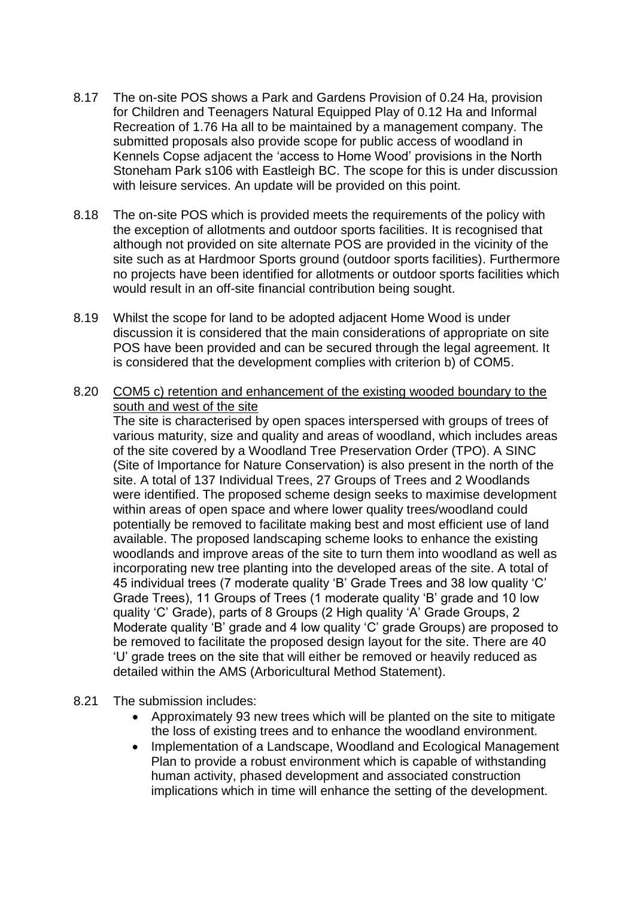8.17 The on-site POS shows a Park and Gardens Provision of 0.24 Ha, provision for Children and Teenagers Natural Equipped Play of 0.12 Ha and Informal Recreation of 1.76 Ha all to be maintained by a management company. The submitted proposals also provide scope for public access of woodland in Kennels Copse adjacent the 'access to Home Wood' provisions in the North Stoneham Park s106 with Eastleigh BC. The scope for this is under discussion with leisure services. An update will be provided on this point.

8.18 The on-site POS which is provided meets the requirements of the policy with the exception of allotments and outdoor sports facilities. It is recognised that although not provided on site alternate POS are provided in the vicinity of the site such as at Hardmoor Sports ground (outdoor sports facilities). Furthermore no projects have been identified for allotments or outdoor sports facilities which would result in an off-site financial contribution being sought.

8.19 Whilst the scope for land to be adopted adjacent Home Wood is under discussion it is considered that the main considerations of appropriate on site POS have been provided and can be secured through the legal agreement. It is considered that the development complies with criterion b) of COM5.

8.20 <u>COM5 c) retention and enhancement of the existing wooded boundary to the south and west of the site</u>

The site is characterised by open spaces interspersed with groups of trees of various maturity, size and quality and areas of woodland, which includes areas of the site covered by a Woodland Tree Preservation Order (TPO). A SINC (Site of Importance for Nature Conservation) is also present in the north of the site. A total of 137 Individual Trees, 27 Groups of Trees and 2 Woodlands were identified. The proposed scheme design seeks to maximise development within areas of open space and where lower quality trees/woodland could potentially be removed to facilitate making best and most efficient use of land available. The proposed landscaping scheme looks to enhance the existing woodlands and improve areas of the site to turn them into woodland as well as incorporating new tree planting into the developed areas of the site. A total of 45 individual trees (7 moderate quality 'B' Grade Trees and 38 low quality 'C' Grade Trees), 11 Groups of Trees (1 moderate quality 'B' grade and 10 low quality 'C' Grade), parts of 8 Groups (2 High quality 'A' Grade Groups, 2 Moderate quality 'B' grade and 4 low quality 'C' grade Groups) are proposed to be removed to facilitate the proposed design layout for the site. There are 40 'U' grade trees on the site that will either be removed or heavily reduced as detailed within the AMS (Arboricultural Method Statement).

8.21 The submission includes:

- Approximately 93 new trees which will be planted on the site to mitigate the loss of existing trees and to enhance the woodland environment.
- Implementation of a Landscape, Woodland and Ecological Management Plan to provide a robust environment which is capable of withstanding human activity, phased development and associated construction implications which in time will enhance the setting of the development.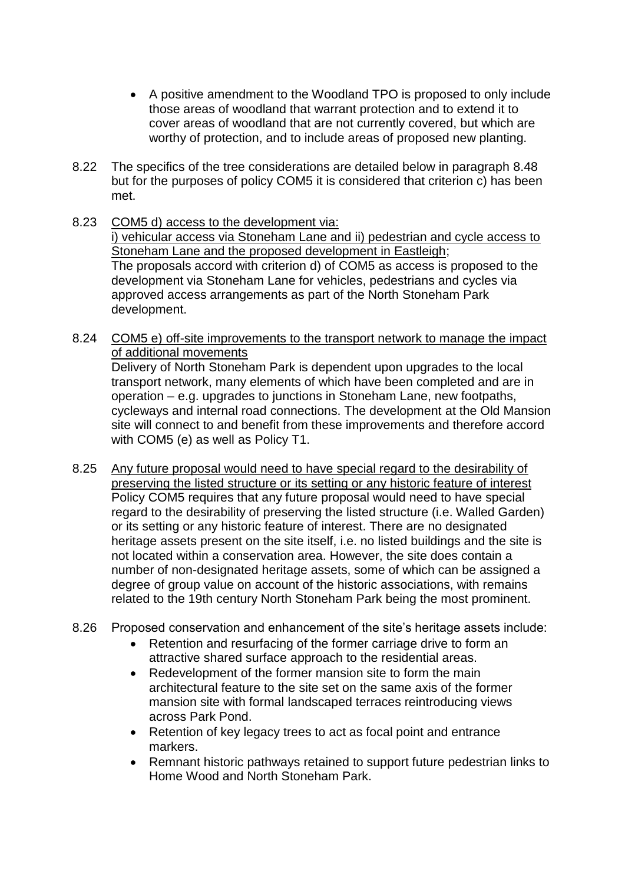- A positive amendment to the Woodland TPO is proposed to only include those areas of woodland that warrant protection and to extend it to cover areas of woodland that are not currently covered, but which are worthy of protection, and to include areas of proposed new planting.

8.22 The specifics of the tree considerations are detailed below in paragraph 8.48 but for the purposes of policy COM5 it is considered that criterion c) has been met.

8.23 <u>COM5 d) access to the development via:</u>
<u>i) vehicular access via Stoneham Lane and ii) pedestrian and cycle access to Stoneham Lane and the proposed development in Eastleigh</u>;
The proposals accord with criterion d) of COM5 as access is proposed to the development via Stoneham Lane for vehicles, pedestrians and cycles via approved access arrangements as part of the North Stoneham Park development.

8.24 <u>COM5 e) off-site improvements to the transport network to manage the impact of additional movements</u>
Delivery of North Stoneham Park is dependent upon upgrades to the local transport network, many elements of which have been completed and are in operation – e.g. upgrades to junctions in Stoneham Lane, new footpaths, cycleways and internal road connections. The development at the Old Mansion site will connect to and benefit from these improvements and therefore accord with COM5 (e) as well as Policy T1.

8.25 <u>Any future proposal would need to have special regard to the desirability of preserving the listed structure or its setting or any historic feature of interest</u>
Policy COM5 requires that any future proposal would need to have special regard to the desirability of preserving the listed structure (i.e. Walled Garden) or its setting or any historic feature of interest. There are no designated heritage assets present on the site itself, i.e. no listed buildings and the site is not located within a conservation area. However, the site does contain a number of non-designated heritage assets, some of which can be assigned a degree of group value on account of the historic associations, with remains related to the 19th century North Stoneham Park being the most prominent.

8.26 Proposed conservation and enhancement of the site's heritage assets include:
- Retention and resurfacing of the former carriage drive to form an attractive shared surface approach to the residential areas.
- Redevelopment of the former mansion site to form the main architectural feature to the site set on the same axis of the former mansion site with formal landscaped terraces reintroducing views across Park Pond.
- Retention of key legacy trees to act as focal point and entrance markers.
- Remnant historic pathways retained to support future pedestrian links to Home Wood and North Stoneham Park.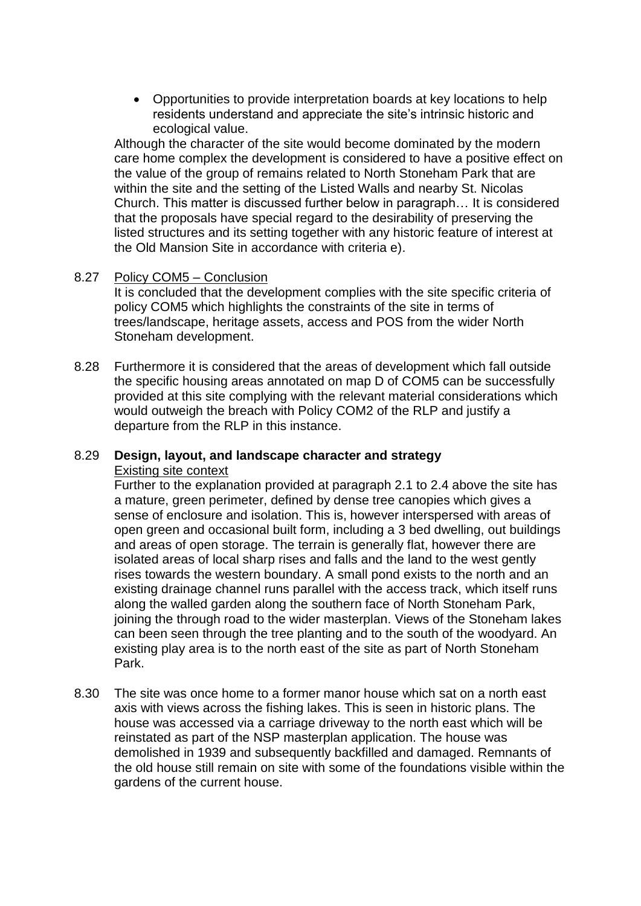- Opportunities to provide interpretation boards at key locations to help residents understand and appreciate the site's intrinsic historic and ecological value.

Although the character of the site would become dominated by the modern care home complex the development is considered to have a positive effect on the value of the group of remains related to North Stoneham Park that are within the site and the setting of the Listed Walls and nearby St. Nicolas Church. This matter is discussed further below in paragraph… It is considered that the proposals have special regard to the desirability of preserving the listed structures and its setting together with any historic feature of interest at the Old Mansion Site in accordance with criteria e).

8.27 Policy COM5 – Conclusion

It is concluded that the development complies with the site specific criteria of policy COM5 which highlights the constraints of the site in terms of trees/landscape, heritage assets, access and POS from the wider North Stoneham development.

8.28 Furthermore it is considered that the areas of development which fall outside the specific housing areas annotated on map D of COM5 can be successfully provided at this site complying with the relevant material considerations which would outweigh the breach with Policy COM2 of the RLP and justify a departure from the RLP in this instance.

8.29 **Design, layout, and landscape character and strategy**

Existing site context

Further to the explanation provided at paragraph 2.1 to 2.4 above the site has a mature, green perimeter, defined by dense tree canopies which gives a sense of enclosure and isolation. This is, however interspersed with areas of open green and occasional built form, including a 3 bed dwelling, out buildings and areas of open storage. The terrain is generally flat, however there are isolated areas of local sharp rises and falls and the land to the west gently rises towards the western boundary. A small pond exists to the north and an existing drainage channel runs parallel with the access track, which itself runs along the walled garden along the southern face of North Stoneham Park, joining the through road to the wider masterplan. Views of the Stoneham lakes can been seen through the tree planting and to the south of the woodyard. An existing play area is to the north east of the site as part of North Stoneham Park.

8.30 The site was once home to a former manor house which sat on a north east axis with views across the fishing lakes. This is seen in historic plans. The house was accessed via a carriage driveway to the north east which will be reinstated as part of the NSP masterplan application. The house was demolished in 1939 and subsequently backfilled and damaged. Remnants of the old house still remain on site with some of the foundations visible within the gardens of the current house.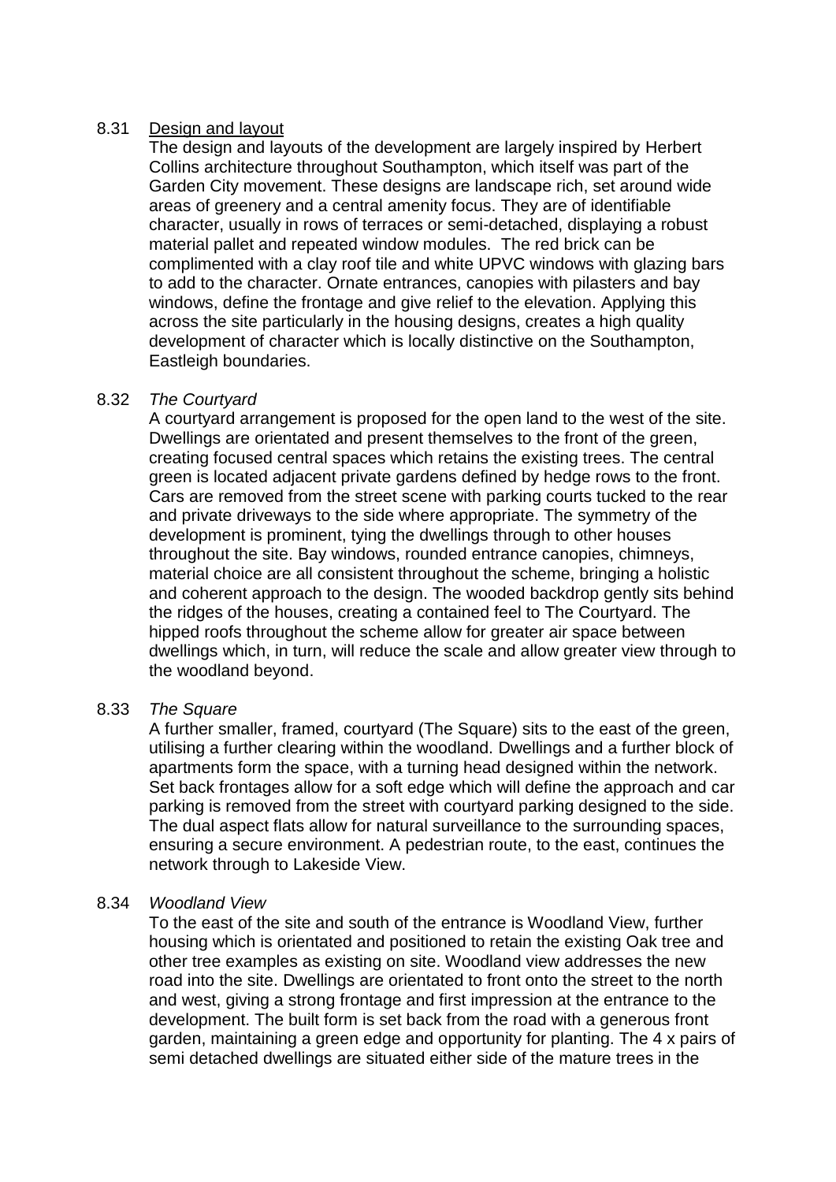8.31 Design and layout

The design and layouts of the development are largely inspired by Herbert Collins architecture throughout Southampton, which itself was part of the Garden City movement. These designs are landscape rich, set around wide areas of greenery and a central amenity focus. They are of identifiable character, usually in rows of terraces or semi-detached, displaying a robust material pallet and repeated window modules. The red brick can be complimented with a clay roof tile and white UPVC windows with glazing bars to add to the character. Ornate entrances, canopies with pilasters and bay windows, define the frontage and give relief to the elevation. Applying this across the site particularly in the housing designs, creates a high quality development of character which is locally distinctive on the Southampton, Eastleigh boundaries.

8.32 *The Courtyard*

A courtyard arrangement is proposed for the open land to the west of the site. Dwellings are orientated and present themselves to the front of the green, creating focused central spaces which retains the existing trees. The central green is located adjacent private gardens defined by hedge rows to the front. Cars are removed from the street scene with parking courts tucked to the rear and private driveways to the side where appropriate. The symmetry of the development is prominent, tying the dwellings through to other houses throughout the site. Bay windows, rounded entrance canopies, chimneys, material choice are all consistent throughout the scheme, bringing a holistic and coherent approach to the design. The wooded backdrop gently sits behind the ridges of the houses, creating a contained feel to The Courtyard. The hipped roofs throughout the scheme allow for greater air space between dwellings which, in turn, will reduce the scale and allow greater view through to the woodland beyond.

8.33 *The Square*

A further smaller, framed, courtyard (The Square) sits to the east of the green, utilising a further clearing within the woodland. Dwellings and a further block of apartments form the space, with a turning head designed within the network. Set back frontages allow for a soft edge which will define the approach and car parking is removed from the street with courtyard parking designed to the side. The dual aspect flats allow for natural surveillance to the surrounding spaces, ensuring a secure environment. A pedestrian route, to the east, continues the network through to Lakeside View.

8.34 *Woodland View*

To the east of the site and south of the entrance is Woodland View, further housing which is orientated and positioned to retain the existing Oak tree and other tree examples as existing on site. Woodland view addresses the new road into the site. Dwellings are orientated to front onto the street to the north and west, giving a strong frontage and first impression at the entrance to the development. The built form is set back from the road with a generous front garden, maintaining a green edge and opportunity for planting. The 4 x pairs of semi detached dwellings are situated either side of the mature trees in the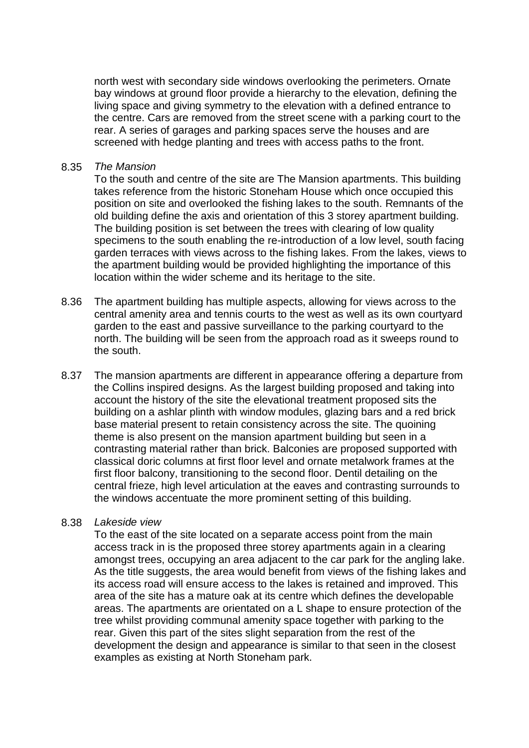north west with secondary side windows overlooking the perimeters. Ornate bay windows at ground floor provide a hierarchy to the elevation, defining the living space and giving symmetry to the elevation with a defined entrance to the centre. Cars are removed from the street scene with a parking court to the rear. A series of garages and parking spaces serve the houses and are screened with hedge planting and trees with access paths to the front.

8.35 *The Mansion*
To the south and centre of the site are The Mansion apartments. This building takes reference from the historic Stoneham House which once occupied this position on site and overlooked the fishing lakes to the south. Remnants of the old building define the axis and orientation of this 3 storey apartment building. The building position is set between the trees with clearing of low quality specimens to the south enabling the re-introduction of a low level, south facing garden terraces with views across to the fishing lakes. From the lakes, views to the apartment building would be provided highlighting the importance of this location within the wider scheme and its heritage to the site.

8.36 The apartment building has multiple aspects, allowing for views across to the central amenity area and tennis courts to the west as well as its own courtyard garden to the east and passive surveillance to the parking courtyard to the north. The building will be seen from the approach road as it sweeps round to the south.

8.37 The mansion apartments are different in appearance offering a departure from the Collins inspired designs. As the largest building proposed and taking into account the history of the site the elevational treatment proposed sits the building on a ashlar plinth with window modules, glazing bars and a red brick base material present to retain consistency across the site. The quoining theme is also present on the mansion apartment building but seen in a contrasting material rather than brick. Balconies are proposed supported with classical doric columns at first floor level and ornate metalwork frames at the first floor balcony, transitioning to the second floor. Dentil detailing on the central frieze, high level articulation at the eaves and contrasting surrounds to the windows accentuate the more prominent setting of this building.

8.38 *Lakeside view*
To the east of the site located on a separate access point from the main access track in is the proposed three storey apartments again in a clearing amongst trees, occupying an area adjacent to the car park for the angling lake. As the title suggests, the area would benefit from views of the fishing lakes and its access road will ensure access to the lakes is retained and improved. This area of the site has a mature oak at its centre which defines the developable areas. The apartments are orientated on a L shape to ensure protection of the tree whilst providing communal amenity space together with parking to the rear. Given this part of the sites slight separation from the rest of the development the design and appearance is similar to that seen in the closest examples as existing at North Stoneham park.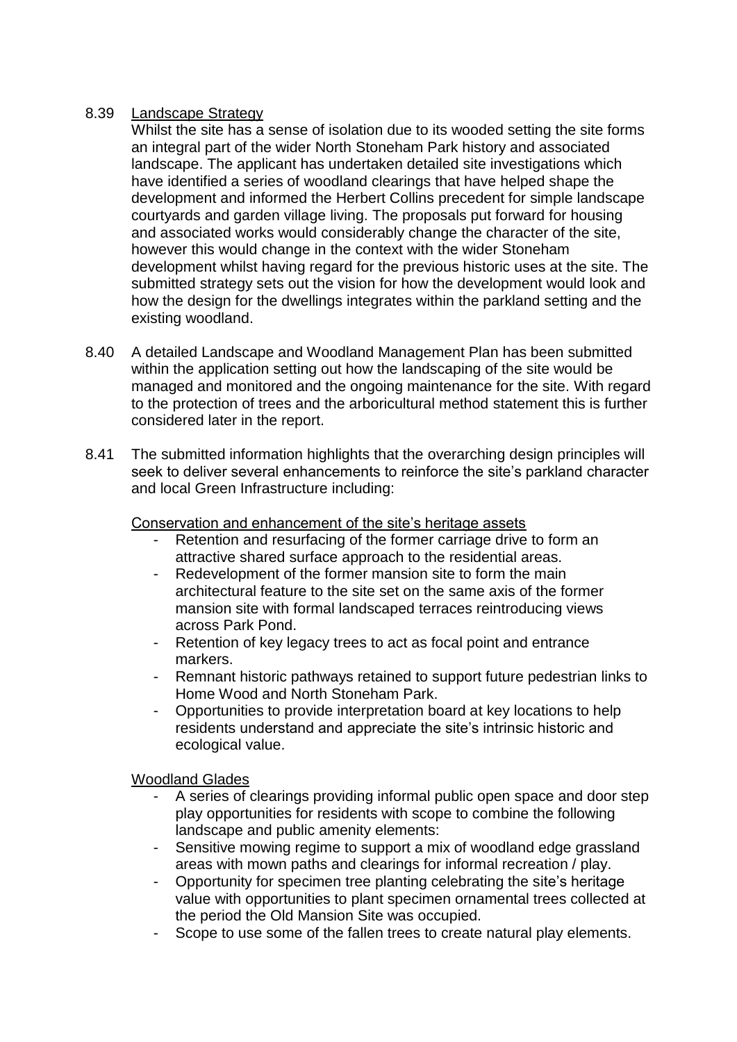8.39 Landscape Strategy

Whilst the site has a sense of isolation due to its wooded setting the site forms an integral part of the wider North Stoneham Park history and associated landscape. The applicant has undertaken detailed site investigations which have identified a series of woodland clearings that have helped shape the development and informed the Herbert Collins precedent for simple landscape courtyards and garden village living. The proposals put forward for housing and associated works would considerably change the character of the site, however this would change in the context with the wider Stoneham development whilst having regard for the previous historic uses at the site. The submitted strategy sets out the vision for how the development would look and how the design for the dwellings integrates within the parkland setting and the existing woodland.

8.40 A detailed Landscape and Woodland Management Plan has been submitted within the application setting out how the landscaping of the site would be managed and monitored and the ongoing maintenance for the site. With regard to the protection of trees and the arboricultural method statement this is further considered later in the report.

8.41 The submitted information highlights that the overarching design principles will seek to deliver several enhancements to reinforce the site's parkland character and local Green Infrastructure including:

Conservation and enhancement of the site's heritage assets

- Retention and resurfacing of the former carriage drive to form an attractive shared surface approach to the residential areas.
- Redevelopment of the former mansion site to form the main architectural feature to the site set on the same axis of the former mansion site with formal landscaped terraces reintroducing views across Park Pond.
- Retention of key legacy trees to act as focal point and entrance markers.
- Remnant historic pathways retained to support future pedestrian links to Home Wood and North Stoneham Park.
- Opportunities to provide interpretation board at key locations to help residents understand and appreciate the site's intrinsic historic and ecological value.

Woodland Glades

- A series of clearings providing informal public open space and door step play opportunities for residents with scope to combine the following landscape and public amenity elements:
- Sensitive mowing regime to support a mix of woodland edge grassland areas with mown paths and clearings for informal recreation / play.
- Opportunity for specimen tree planting celebrating the site's heritage value with opportunities to plant specimen ornamental trees collected at the period the Old Mansion Site was occupied.
- Scope to use some of the fallen trees to create natural play elements.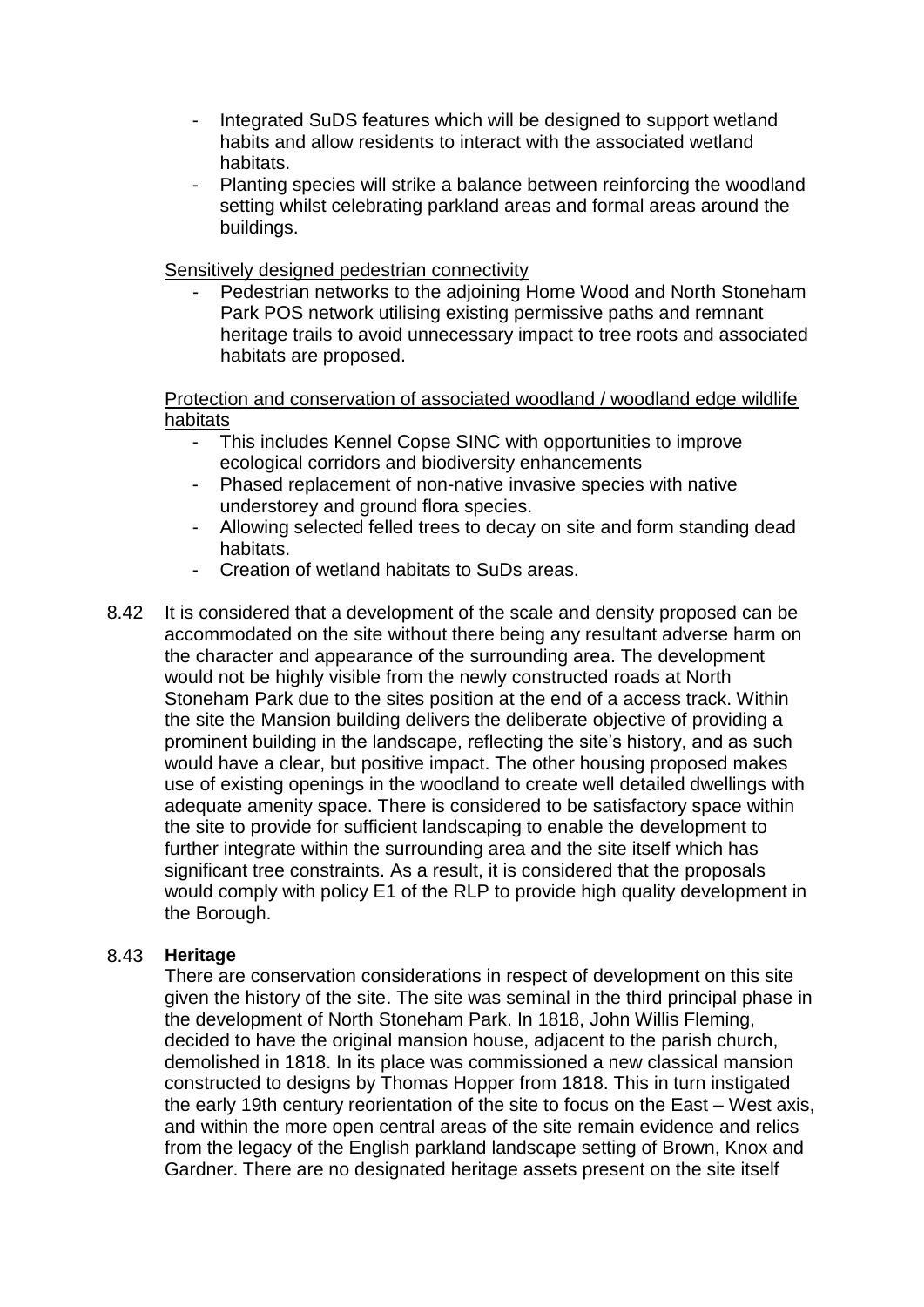- Integrated SuDS features which will be designed to support wetland habits and allow residents to interact with the associated wetland habitats.
- Planting species will strike a balance between reinforcing the woodland setting whilst celebrating parkland areas and formal areas around the buildings.

<u>Sensitively designed pedestrian connectivity</u>

- Pedestrian networks to the adjoining Home Wood and North Stoneham Park POS network utilising existing permissive paths and remnant heritage trails to avoid unnecessary impact to tree roots and associated habitats are proposed.

<u>Protection and conservation of associated woodland / woodland edge wildlife habitats</u>

- This includes Kennel Copse SINC with opportunities to improve ecological corridors and biodiversity enhancements
- Phased replacement of non-native invasive species with native understorey and ground flora species.
- Allowing selected felled trees to decay on site and form standing dead habitats.
- Creation of wetland habitats to SuDs areas.

8.42 It is considered that a development of the scale and density proposed can be accommodated on the site without there being any resultant adverse harm on the character and appearance of the surrounding area. The development would not be highly visible from the newly constructed roads at North Stoneham Park due to the sites position at the end of a access track. Within the site the Mansion building delivers the deliberate objective of providing a prominent building in the landscape, reflecting the site's history, and as such would have a clear, but positive impact. The other housing proposed makes use of existing openings in the woodland to create well detailed dwellings with adequate amenity space. There is considered to be satisfactory space within the site to provide for sufficient landscaping to enable the development to further integrate within the surrounding area and the site itself which has significant tree constraints. As a result, it is considered that the proposals would comply with policy E1 of the RLP to provide high quality development in the Borough.

8.43 **Heritage**

There are conservation considerations in respect of development on this site given the history of the site. The site was seminal in the third principal phase in the development of North Stoneham Park. In 1818, John Willis Fleming, decided to have the original mansion house, adjacent to the parish church, demolished in 1818. In its place was commissioned a new classical mansion constructed to designs by Thomas Hopper from 1818. This in turn instigated the early 19th century reorientation of the site to focus on the East – West axis, and within the more open central areas of the site remain evidence and relics from the legacy of the English parkland landscape setting of Brown, Knox and Gardner. There are no designated heritage assets present on the site itself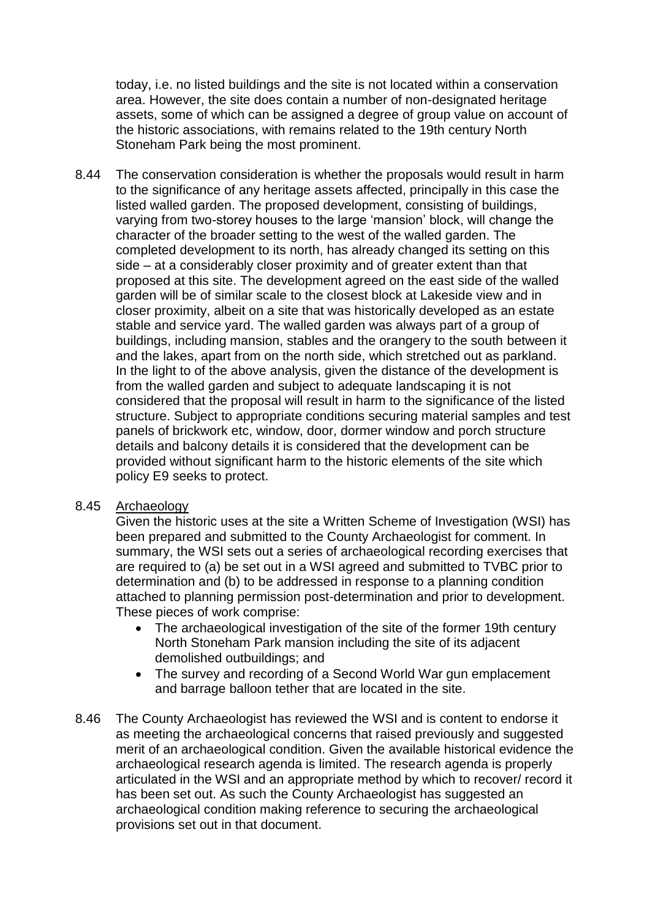today, i.e. no listed buildings and the site is not located within a conservation area. However, the site does contain a number of non-designated heritage assets, some of which can be assigned a degree of group value on account of the historic associations, with remains related to the 19th century North Stoneham Park being the most prominent.

8.44 The conservation consideration is whether the proposals would result in harm to the significance of any heritage assets affected, principally in this case the listed walled garden. The proposed development, consisting of buildings, varying from two-storey houses to the large 'mansion' block, will change the character of the broader setting to the west of the walled garden. The completed development to its north, has already changed its setting on this side – at a considerably closer proximity and of greater extent than that proposed at this site. The development agreed on the east side of the walled garden will be of similar scale to the closest block at Lakeside view and in closer proximity, albeit on a site that was historically developed as an estate stable and service yard. The walled garden was always part of a group of buildings, including mansion, stables and the orangery to the south between it and the lakes, apart from on the north side, which stretched out as parkland. In the light to of the above analysis, given the distance of the development is from the walled garden and subject to adequate landscaping it is not considered that the proposal will result in harm to the significance of the listed structure. Subject to appropriate conditions securing material samples and test panels of brickwork etc, window, door, dormer window and porch structure details and balcony details it is considered that the development can be provided without significant harm to the historic elements of the site which policy E9 seeks to protect.

8.45 Archaeology

Given the historic uses at the site a Written Scheme of Investigation (WSI) has been prepared and submitted to the County Archaeologist for comment. In summary, the WSI sets out a series of archaeological recording exercises that are required to (a) be set out in a WSI agreed and submitted to TVBC prior to determination and (b) to be addressed in response to a planning condition attached to planning permission post-determination and prior to development. These pieces of work comprise:

- The archaeological investigation of the site of the former 19th century North Stoneham Park mansion including the site of its adjacent demolished outbuildings; and
- The survey and recording of a Second World War gun emplacement and barrage balloon tether that are located in the site.

8.46 The County Archaeologist has reviewed the WSI and is content to endorse it as meeting the archaeological concerns that raised previously and suggested merit of an archaeological condition. Given the available historical evidence the archaeological research agenda is limited. The research agenda is properly articulated in the WSI and an appropriate method by which to recover/ record it has been set out. As such the County Archaeologist has suggested an archaeological condition making reference to securing the archaeological provisions set out in that document.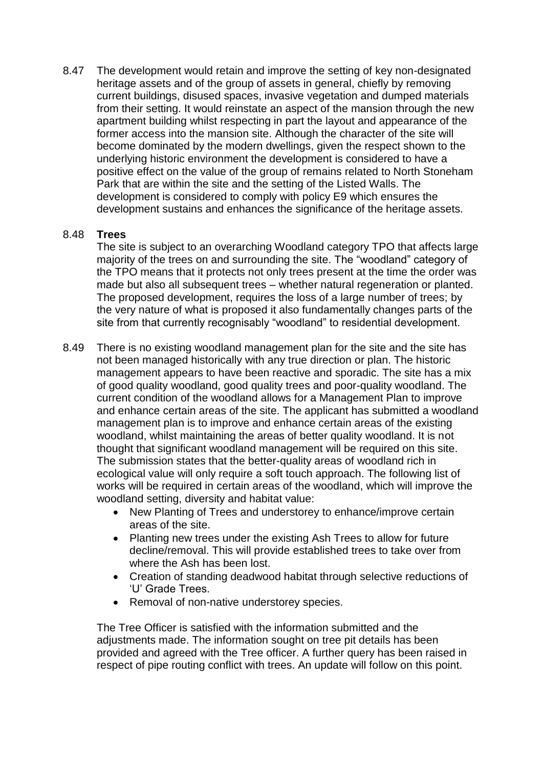8.47 The development would retain and improve the setting of key non-designated heritage assets and of the group of assets in general, chiefly by removing current buildings, disused spaces, invasive vegetation and dumped materials from their setting. It would reinstate an aspect of the mansion through the new apartment building whilst respecting in part the layout and appearance of the former access into the mansion site. Although the character of the site will become dominated by the modern dwellings, given the respect shown to the underlying historic environment the development is considered to have a positive effect on the value of the group of remains related to North Stoneham Park that are within the site and the setting of the Listed Walls. The development is considered to comply with policy E9 which ensures the development sustains and enhances the significance of the heritage assets.

8.48 **Trees**

The site is subject to an overarching Woodland category TPO that affects large majority of the trees on and surrounding the site. The "woodland" category of the TPO means that it protects not only trees present at the time the order was made but also all subsequent trees – whether natural regeneration or planted. The proposed development, requires the loss of a large number of trees; by the very nature of what is proposed it also fundamentally changes parts of the site from that currently recognisably "woodland" to residential development.

8.49 There is no existing woodland management plan for the site and the site has not been managed historically with any true direction or plan. The historic management appears to have been reactive and sporadic. The site has a mix of good quality woodland, good quality trees and poor-quality woodland. The current condition of the woodland allows for a Management Plan to improve and enhance certain areas of the site. The applicant has submitted a woodland management plan is to improve and enhance certain areas of the existing woodland, whilst maintaining the areas of better quality woodland. It is not thought that significant woodland management will be required on this site. The submission states that the better-quality areas of woodland rich in ecological value will only require a soft touch approach. The following list of works will be required in certain areas of the woodland, which will improve the woodland setting, diversity and habitat value:

- New Planting of Trees and understorey to enhance/improve certain areas of the site.
- Planting new trees under the existing Ash Trees to allow for future decline/removal. This will provide established trees to take over from where the Ash has been lost.
- Creation of standing deadwood habitat through selective reductions of 'U' Grade Trees.
- Removal of non-native understorey species.

The Tree Officer is satisfied with the information submitted and the adjustments made. The information sought on tree pit details has been provided and agreed with the Tree officer. A further query has been raised in respect of pipe routing conflict with trees. An update will follow on this point.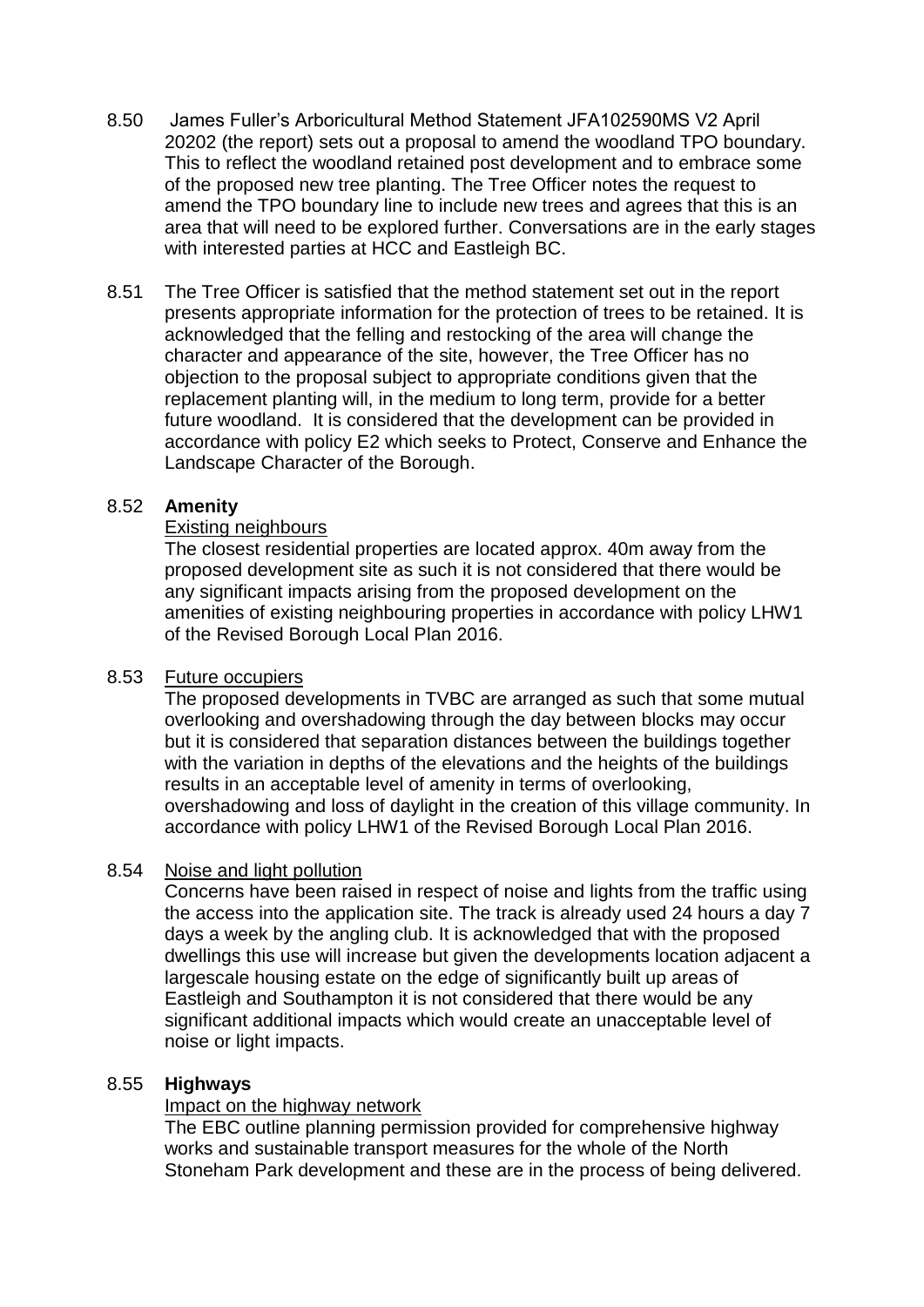8.50 James Fuller's Arboricultural Method Statement JFA102590MS V2 April 20202 (the report) sets out a proposal to amend the woodland TPO boundary. This to reflect the woodland retained post development and to embrace some of the proposed new tree planting. The Tree Officer notes the request to amend the TPO boundary line to include new trees and agrees that this is an area that will need to be explored further. Conversations are in the early stages with interested parties at HCC and Eastleigh BC.

8.51 The Tree Officer is satisfied that the method statement set out in the report presents appropriate information for the protection of trees to be retained. It is acknowledged that the felling and restocking of the area will change the character and appearance of the site, however, the Tree Officer has no objection to the proposal subject to appropriate conditions given that the replacement planting will, in the medium to long term, provide for a better future woodland. It is considered that the development can be provided in accordance with policy E2 which seeks to Protect, Conserve and Enhance the Landscape Character of the Borough.

8.52 **Amenity**

Existing neighbours

The closest residential properties are located approx. 40m away from the proposed development site as such it is not considered that there would be any significant impacts arising from the proposed development on the amenities of existing neighbouring properties in accordance with policy LHW1 of the Revised Borough Local Plan 2016.

8.53 Future occupiers

The proposed developments in TVBC are arranged as such that some mutual overlooking and overshadowing through the day between blocks may occur but it is considered that separation distances between the buildings together with the variation in depths of the elevations and the heights of the buildings results in an acceptable level of amenity in terms of overlooking, overshadowing and loss of daylight in the creation of this village community. In accordance with policy LHW1 of the Revised Borough Local Plan 2016.

8.54 Noise and light pollution

Concerns have been raised in respect of noise and lights from the traffic using the access into the application site. The track is already used 24 hours a day 7 days a week by the angling club. It is acknowledged that with the proposed dwellings this use will increase but given the developments location adjacent a largescale housing estate on the edge of significantly built up areas of Eastleigh and Southampton it is not considered that there would be any significant additional impacts which would create an unacceptable level of noise or light impacts.

8.55 **Highways**

Impact on the highway network

The EBC outline planning permission provided for comprehensive highway works and sustainable transport measures for the whole of the North Stoneham Park development and these are in the process of being delivered.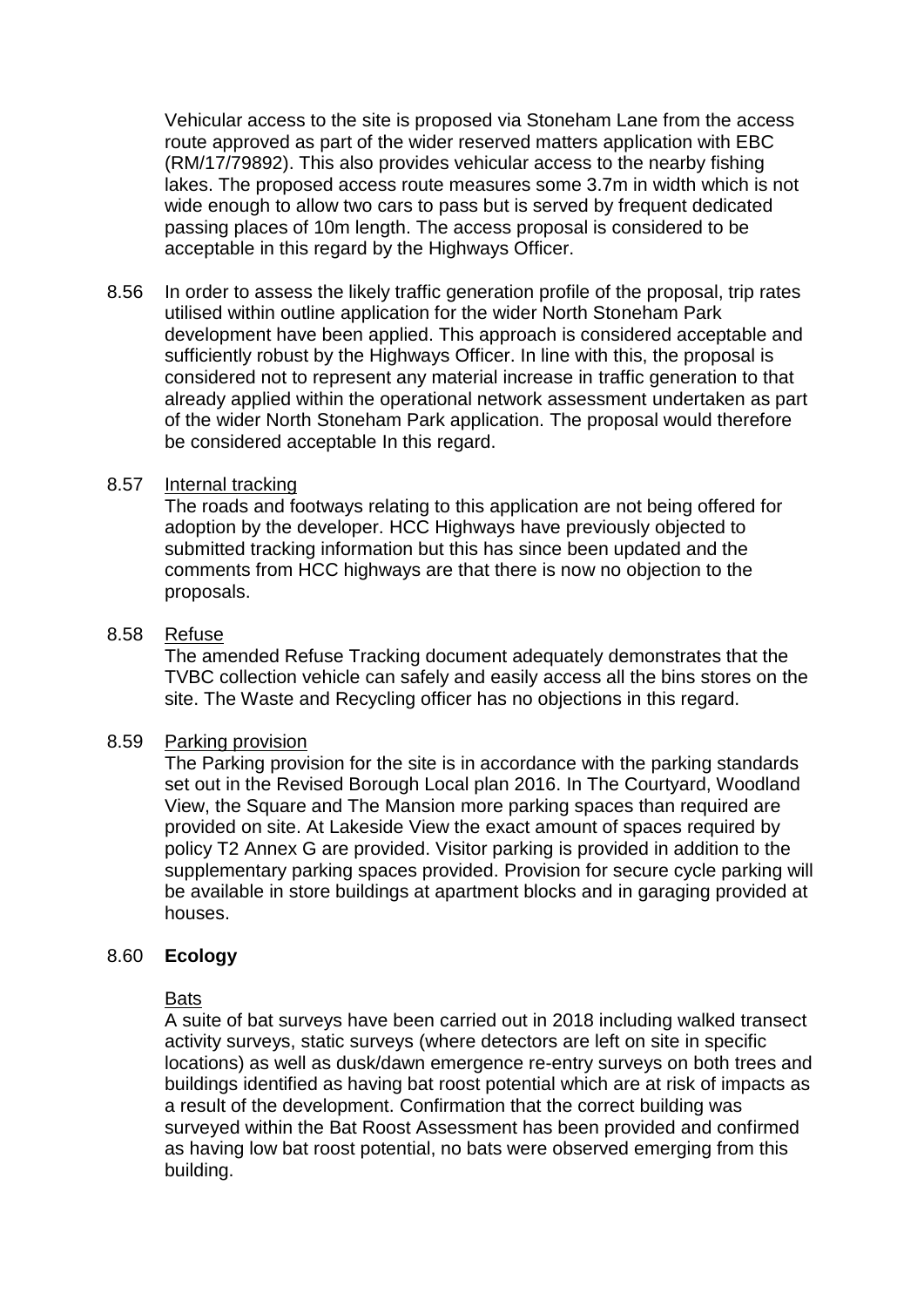Vehicular access to the site is proposed via Stoneham Lane from the access route approved as part of the wider reserved matters application with EBC (RM/17/79892). This also provides vehicular access to the nearby fishing lakes. The proposed access route measures some 3.7m in width which is not wide enough to allow two cars to pass but is served by frequent dedicated passing places of 10m length. The access proposal is considered to be acceptable in this regard by the Highways Officer.

8.56 In order to assess the likely traffic generation profile of the proposal, trip rates utilised within outline application for the wider North Stoneham Park development have been applied. This approach is considered acceptable and sufficiently robust by the Highways Officer. In line with this, the proposal is considered not to represent any material increase in traffic generation to that already applied within the operational network assessment undertaken as part of the wider North Stoneham Park application. The proposal would therefore be considered acceptable In this regard.

8.57 Internal tracking

The roads and footways relating to this application are not being offered for adoption by the developer. HCC Highways have previously objected to submitted tracking information but this has since been updated and the comments from HCC highways are that there is now no objection to the proposals.

8.58 Refuse

The amended Refuse Tracking document adequately demonstrates that the TVBC collection vehicle can safely and easily access all the bins stores on the site. The Waste and Recycling officer has no objections in this regard.

8.59 Parking provision

The Parking provision for the site is in accordance with the parking standards set out in the Revised Borough Local plan 2016. In The Courtyard, Woodland View, the Square and The Mansion more parking spaces than required are provided on site. At Lakeside View the exact amount of spaces required by policy T2 Annex G are provided. Visitor parking is provided in addition to the supplementary parking spaces provided. Provision for secure cycle parking will be available in store buildings at apartment blocks and in garaging provided at houses.

8.60 **Ecology**

Bats

A suite of bat surveys have been carried out in 2018 including walked transect activity surveys, static surveys (where detectors are left on site in specific locations) as well as dusk/dawn emergence re-entry surveys on both trees and buildings identified as having bat roost potential which are at risk of impacts as a result of the development. Confirmation that the correct building was surveyed within the Bat Roost Assessment has been provided and confirmed as having low bat roost potential, no bats were observed emerging from this building.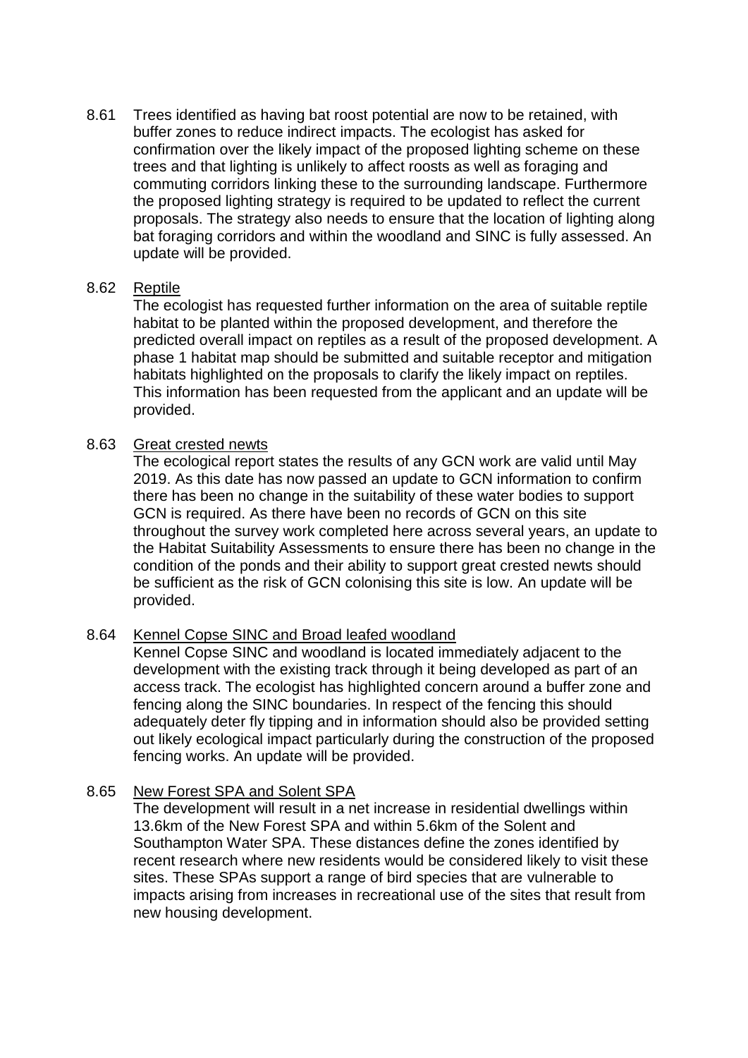8.61 Trees identified as having bat roost potential are now to be retained, with buffer zones to reduce indirect impacts. The ecologist has asked for confirmation over the likely impact of the proposed lighting scheme on these trees and that lighting is unlikely to affect roosts as well as foraging and commuting corridors linking these to the surrounding landscape. Furthermore the proposed lighting strategy is required to be updated to reflect the current proposals. The strategy also needs to ensure that the location of lighting along bat foraging corridors and within the woodland and SINC is fully assessed. An update will be provided.

8.62 Reptile

The ecologist has requested further information on the area of suitable reptile habitat to be planted within the proposed development, and therefore the predicted overall impact on reptiles as a result of the proposed development. A phase 1 habitat map should be submitted and suitable receptor and mitigation habitats highlighted on the proposals to clarify the likely impact on reptiles. This information has been requested from the applicant and an update will be provided.

8.63 Great crested newts

The ecological report states the results of any GCN work are valid until May 2019. As this date has now passed an update to GCN information to confirm there has been no change in the suitability of these water bodies to support GCN is required. As there have been no records of GCN on this site throughout the survey work completed here across several years, an update to the Habitat Suitability Assessments to ensure there has been no change in the condition of the ponds and their ability to support great crested newts should be sufficient as the risk of GCN colonising this site is low. An update will be provided.

8.64 Kennel Copse SINC and Broad leafed woodland

Kennel Copse SINC and woodland is located immediately adjacent to the development with the existing track through it being developed as part of an access track. The ecologist has highlighted concern around a buffer zone and fencing along the SINC boundaries. In respect of the fencing this should adequately deter fly tipping and in information should also be provided setting out likely ecological impact particularly during the construction of the proposed fencing works. An update will be provided.

8.65 New Forest SPA and Solent SPA

The development will result in a net increase in residential dwellings within 13.6km of the New Forest SPA and within 5.6km of the Solent and Southampton Water SPA. These distances define the zones identified by recent research where new residents would be considered likely to visit these sites. These SPAs support a range of bird species that are vulnerable to impacts arising from increases in recreational use of the sites that result from new housing development.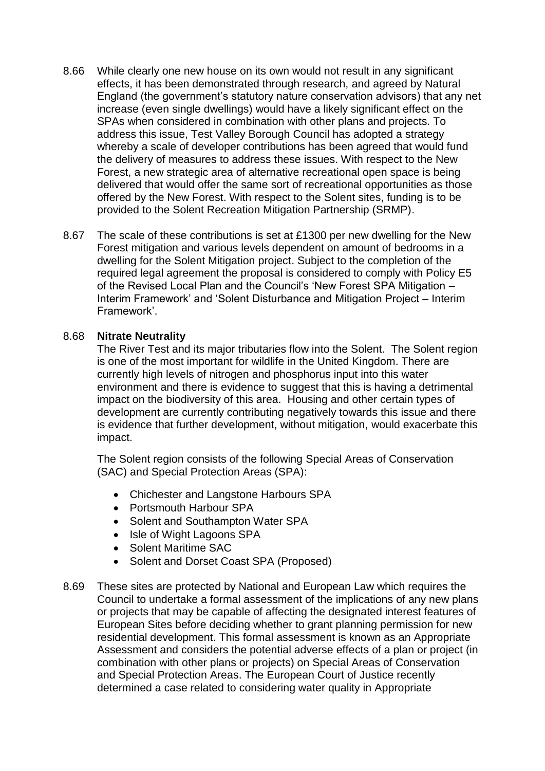8.66 While clearly one new house on its own would not result in any significant effects, it has been demonstrated through research, and agreed by Natural England (the government's statutory nature conservation advisors) that any net increase (even single dwellings) would have a likely significant effect on the SPAs when considered in combination with other plans and projects. To address this issue, Test Valley Borough Council has adopted a strategy whereby a scale of developer contributions has been agreed that would fund the delivery of measures to address these issues. With respect to the New Forest, a new strategic area of alternative recreational open space is being delivered that would offer the same sort of recreational opportunities as those offered by the New Forest. With respect to the Solent sites, funding is to be provided to the Solent Recreation Mitigation Partnership (SRMP).

8.67 The scale of these contributions is set at £1300 per new dwelling for the New Forest mitigation and various levels dependent on amount of bedrooms in a dwelling for the Solent Mitigation project. Subject to the completion of the required legal agreement the proposal is considered to comply with Policy E5 of the Revised Local Plan and the Council's 'New Forest SPA Mitigation – Interim Framework' and 'Solent Disturbance and Mitigation Project – Interim Framework'.

8.68 **Nitrate Neutrality**

The River Test and its major tributaries flow into the Solent. The Solent region is one of the most important for wildlife in the United Kingdom. There are currently high levels of nitrogen and phosphorus input into this water environment and there is evidence to suggest that this is having a detrimental impact on the biodiversity of this area. Housing and other certain types of development are currently contributing negatively towards this issue and there is evidence that further development, without mitigation, would exacerbate this impact.

The Solent region consists of the following Special Areas of Conservation (SAC) and Special Protection Areas (SPA):

- Chichester and Langstone Harbours SPA
- Portsmouth Harbour SPA
- Solent and Southampton Water SPA
- Isle of Wight Lagoons SPA
- Solent Maritime SAC
- Solent and Dorset Coast SPA (Proposed)

8.69 These sites are protected by National and European Law which requires the Council to undertake a formal assessment of the implications of any new plans or projects that may be capable of affecting the designated interest features of European Sites before deciding whether to grant planning permission for new residential development. This formal assessment is known as an Appropriate Assessment and considers the potential adverse effects of a plan or project (in combination with other plans or projects) on Special Areas of Conservation and Special Protection Areas. The European Court of Justice recently determined a case related to considering water quality in Appropriate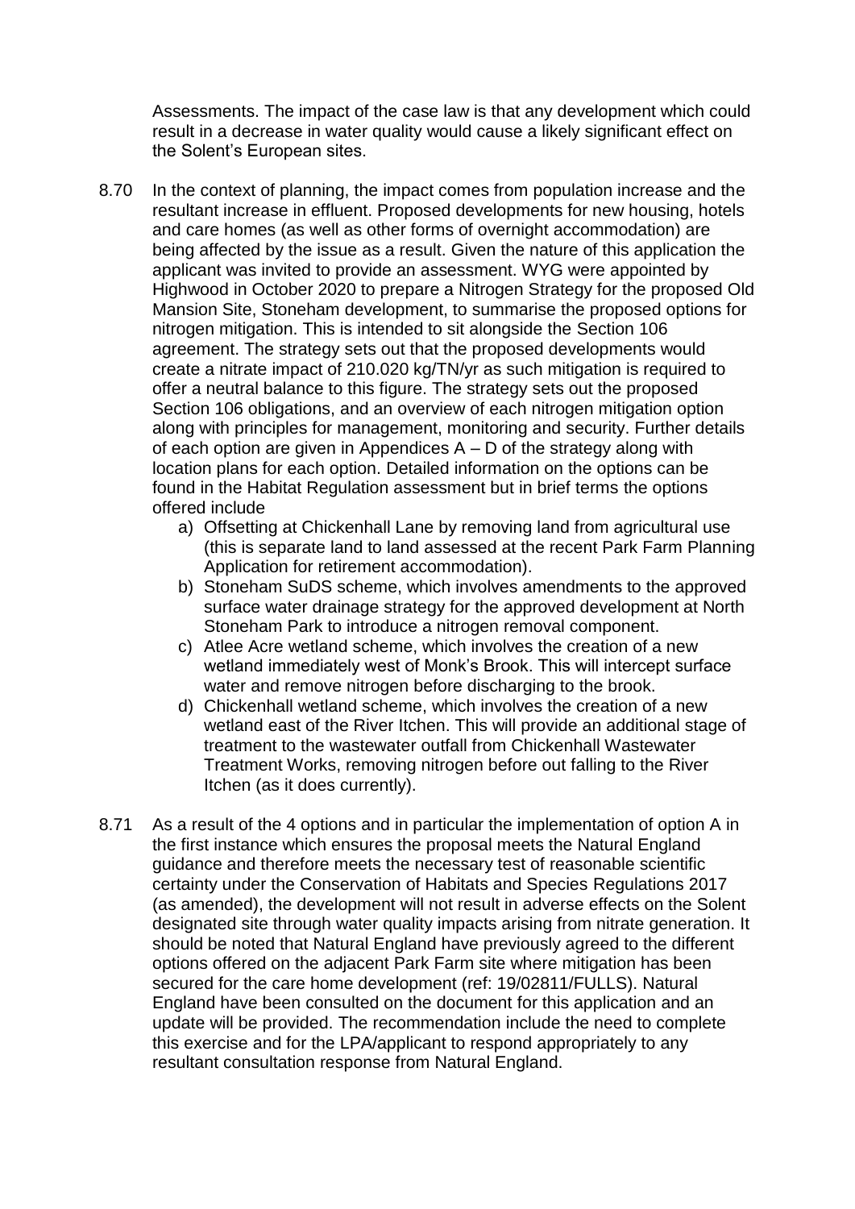Assessments. The impact of the case law is that any development which could result in a decrease in water quality would cause a likely significant effect on the Solent's European sites.

8.70 In the context of planning, the impact comes from population increase and the resultant increase in effluent. Proposed developments for new housing, hotels and care homes (as well as other forms of overnight accommodation) are being affected by the issue as a result. Given the nature of this application the applicant was invited to provide an assessment. WYG were appointed by Highwood in October 2020 to prepare a Nitrogen Strategy for the proposed Old Mansion Site, Stoneham development, to summarise the proposed options for nitrogen mitigation. This is intended to sit alongside the Section 106 agreement. The strategy sets out that the proposed developments would create a nitrate impact of 210.020 kg/TN/yr as such mitigation is required to offer a neutral balance to this figure. The strategy sets out the proposed Section 106 obligations, and an overview of each nitrogen mitigation option along with principles for management, monitoring and security. Further details of each option are given in Appendices A – D of the strategy along with location plans for each option. Detailed information on the options can be found in the Habitat Regulation assessment but in brief terms the options offered include

a) Offsetting at Chickenhall Lane by removing land from agricultural use (this is separate land to land assessed at the recent Park Farm Planning Application for retirement accommodation).
b) Stoneham SuDS scheme, which involves amendments to the approved surface water drainage strategy for the approved development at North Stoneham Park to introduce a nitrogen removal component.
c) Atlee Acre wetland scheme, which involves the creation of a new wetland immediately west of Monk's Brook. This will intercept surface water and remove nitrogen before discharging to the brook.
d) Chickenhall wetland scheme, which involves the creation of a new wetland east of the River Itchen. This will provide an additional stage of treatment to the wastewater outfall from Chickenhall Wastewater Treatment Works, removing nitrogen before out falling to the River Itchen (as it does currently).

8.71 As a result of the 4 options and in particular the implementation of option A in the first instance which ensures the proposal meets the Natural England guidance and therefore meets the necessary test of reasonable scientific certainty under the Conservation of Habitats and Species Regulations 2017 (as amended), the development will not result in adverse effects on the Solent designated site through water quality impacts arising from nitrate generation. It should be noted that Natural England have previously agreed to the different options offered on the adjacent Park Farm site where mitigation has been secured for the care home development (ref: 19/02811/FULLS). Natural England have been consulted on the document for this application and an update will be provided. The recommendation include the need to complete this exercise and for the LPA/applicant to respond appropriately to any resultant consultation response from Natural England.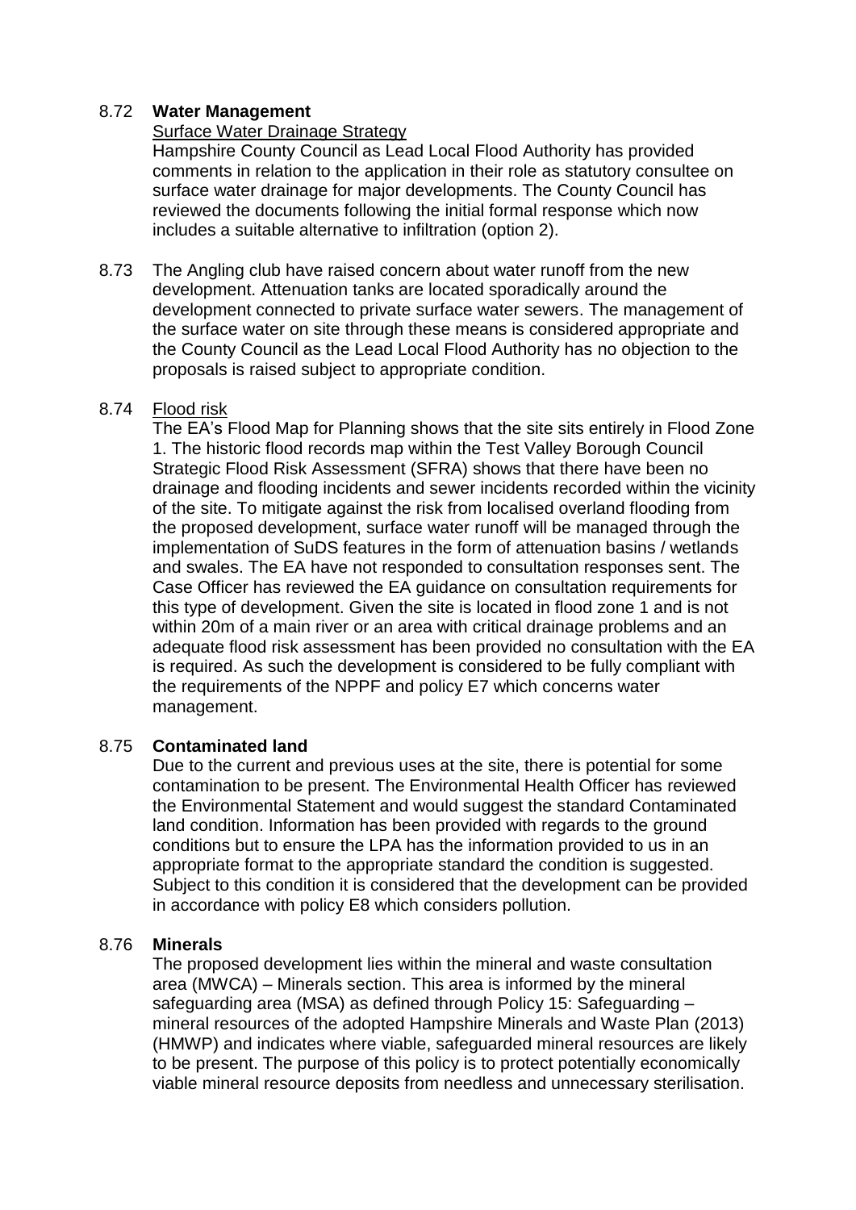8.72 **Water Management**

Surface Water Drainage Strategy

Hampshire County Council as Lead Local Flood Authority has provided comments in relation to the application in their role as statutory consultee on surface water drainage for major developments. The County Council has reviewed the documents following the initial formal response which now includes a suitable alternative to infiltration (option 2).

8.73 The Angling club have raised concern about water runoff from the new development. Attenuation tanks are located sporadically around the development connected to private surface water sewers. The management of the surface water on site through these means is considered appropriate and the County Council as the Lead Local Flood Authority has no objection to the proposals is raised subject to appropriate condition.

8.74 Flood risk

The EA's Flood Map for Planning shows that the site sits entirely in Flood Zone 1. The historic flood records map within the Test Valley Borough Council Strategic Flood Risk Assessment (SFRA) shows that there have been no drainage and flooding incidents and sewer incidents recorded within the vicinity of the site. To mitigate against the risk from localised overland flooding from the proposed development, surface water runoff will be managed through the implementation of SuDS features in the form of attenuation basins / wetlands and swales. The EA have not responded to consultation responses sent. The Case Officer has reviewed the EA guidance on consultation requirements for this type of development. Given the site is located in flood zone 1 and is not within 20m of a main river or an area with critical drainage problems and an adequate flood risk assessment has been provided no consultation with the EA is required. As such the development is considered to be fully compliant with the requirements of the NPPF and policy E7 which concerns water management.

8.75 **Contaminated land**

Due to the current and previous uses at the site, there is potential for some contamination to be present. The Environmental Health Officer has reviewed the Environmental Statement and would suggest the standard Contaminated land condition. Information has been provided with regards to the ground conditions but to ensure the LPA has the information provided to us in an appropriate format to the appropriate standard the condition is suggested. Subject to this condition it is considered that the development can be provided in accordance with policy E8 which considers pollution.

8.76 **Minerals**

The proposed development lies within the mineral and waste consultation area (MWCA) – Minerals section. This area is informed by the mineral safeguarding area (MSA) as defined through Policy 15: Safeguarding – mineral resources of the adopted Hampshire Minerals and Waste Plan (2013) (HMWP) and indicates where viable, safeguarded mineral resources are likely to be present. The purpose of this policy is to protect potentially economically viable mineral resource deposits from needless and unnecessary sterilisation.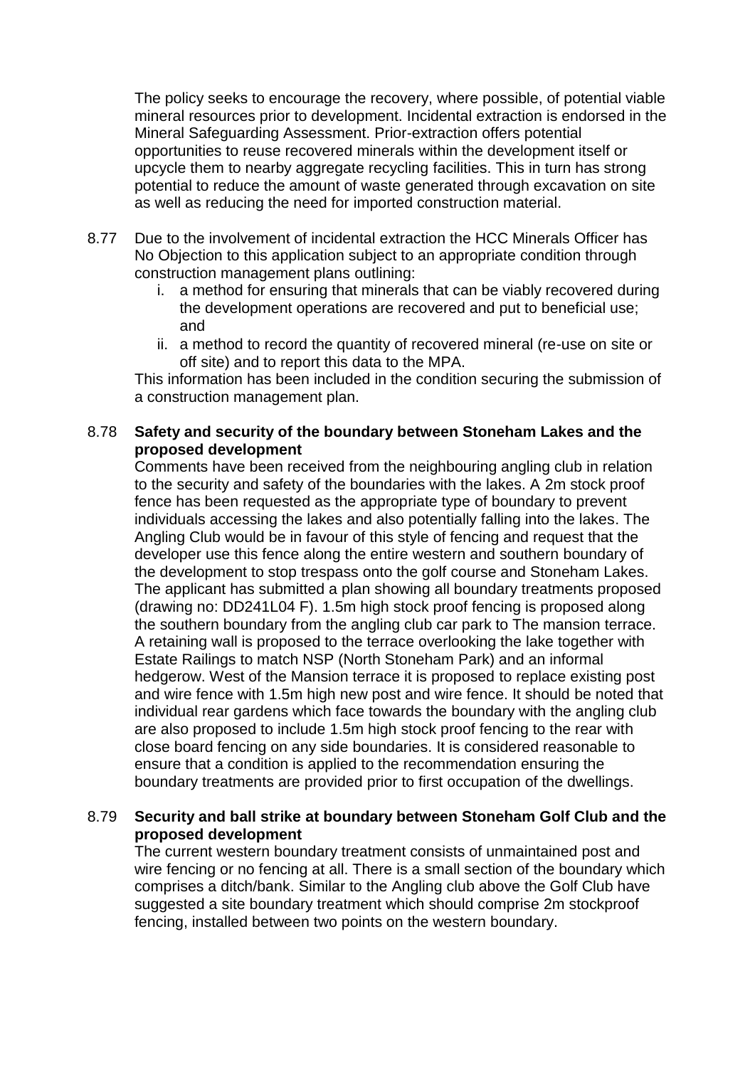The policy seeks to encourage the recovery, where possible, of potential viable mineral resources prior to development. Incidental extraction is endorsed in the Mineral Safeguarding Assessment. Prior-extraction offers potential opportunities to reuse recovered minerals within the development itself or upcycle them to nearby aggregate recycling facilities. This in turn has strong potential to reduce the amount of waste generated through excavation on site as well as reducing the need for imported construction material.

8.77 Due to the involvement of incidental extraction the HCC Minerals Officer has No Objection to this application subject to an appropriate condition through construction management plans outlining:

i. a method for ensuring that minerals that can be viably recovered during the development operations are recovered and put to beneficial use; and
ii. a method to record the quantity of recovered mineral (re-use on site or off site) and to report this data to the MPA.

This information has been included in the condition securing the submission of a construction management plan.

8.78 **Safety and security of the boundary between Stoneham Lakes and the proposed development**

Comments have been received from the neighbouring angling club in relation to the security and safety of the boundaries with the lakes. A 2m stock proof fence has been requested as the appropriate type of boundary to prevent individuals accessing the lakes and also potentially falling into the lakes. The Angling Club would be in favour of this style of fencing and request that the developer use this fence along the entire western and southern boundary of the development to stop trespass onto the golf course and Stoneham Lakes. The applicant has submitted a plan showing all boundary treatments proposed (drawing no: DD241L04 F). 1.5m high stock proof fencing is proposed along the southern boundary from the angling club car park to The mansion terrace. A retaining wall is proposed to the terrace overlooking the lake together with Estate Railings to match NSP (North Stoneham Park) and an informal hedgerow. West of the Mansion terrace it is proposed to replace existing post and wire fence with 1.5m high new post and wire fence. It should be noted that individual rear gardens which face towards the boundary with the angling club are also proposed to include 1.5m high stock proof fencing to the rear with close board fencing on any side boundaries. It is considered reasonable to ensure that a condition is applied to the recommendation ensuring the boundary treatments are provided prior to first occupation of the dwellings.

8.79 **Security and ball strike at boundary between Stoneham Golf Club and the proposed development**

The current western boundary treatment consists of unmaintained post and wire fencing or no fencing at all. There is a small section of the boundary which comprises a ditch/bank. Similar to the Angling club above the Golf Club have suggested a site boundary treatment which should comprise 2m stockproof fencing, installed between two points on the western boundary.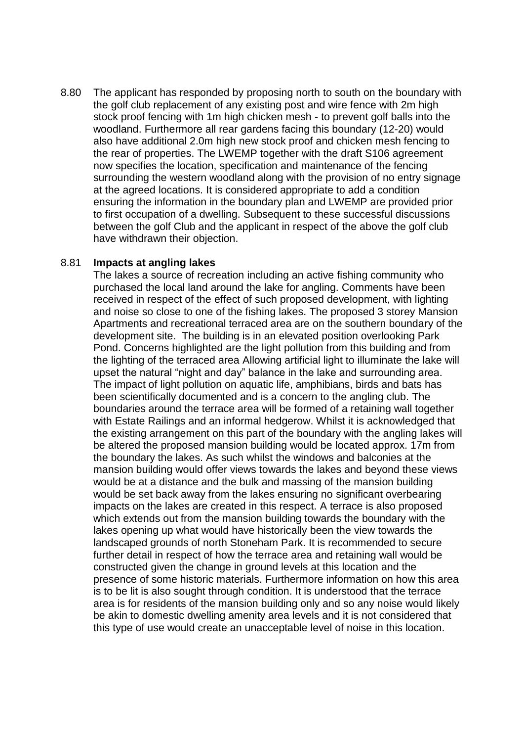8.80 The applicant has responded by proposing north to south on the boundary with the golf club replacement of any existing post and wire fence with 2m high stock proof fencing with 1m high chicken mesh - to prevent golf balls into the woodland. Furthermore all rear gardens facing this boundary (12-20) would also have additional 2.0m high new stock proof and chicken mesh fencing to the rear of properties. The LWEMP together with the draft S106 agreement now specifies the location, specification and maintenance of the fencing surrounding the western woodland along with the provision of no entry signage at the agreed locations. It is considered appropriate to add a condition ensuring the information in the boundary plan and LWEMP are provided prior to first occupation of a dwelling. Subsequent to these successful discussions between the golf Club and the applicant in respect of the above the golf club have withdrawn their objection.

8.81 **Impacts at angling lakes**

The lakes a source of recreation including an active fishing community who purchased the local land around the lake for angling. Comments have been received in respect of the effect of such proposed development, with lighting and noise so close to one of the fishing lakes. The proposed 3 storey Mansion Apartments and recreational terraced area are on the southern boundary of the development site. The building is in an elevated position overlooking Park Pond. Concerns highlighted are the light pollution from this building and from the lighting of the terraced area Allowing artificial light to illuminate the lake will upset the natural "night and day" balance in the lake and surrounding area. The impact of light pollution on aquatic life, amphibians, birds and bats has been scientifically documented and is a concern to the angling club. The boundaries around the terrace area will be formed of a retaining wall together with Estate Railings and an informal hedgerow. Whilst it is acknowledged that the existing arrangement on this part of the boundary with the angling lakes will be altered the proposed mansion building would be located approx. 17m from the boundary the lakes. As such whilst the windows and balconies at the mansion building would offer views towards the lakes and beyond these views would be at a distance and the bulk and massing of the mansion building would be set back away from the lakes ensuring no significant overbearing impacts on the lakes are created in this respect. A terrace is also proposed which extends out from the mansion building towards the boundary with the lakes opening up what would have historically been the view towards the landscaped grounds of north Stoneham Park. It is recommended to secure further detail in respect of how the terrace area and retaining wall would be constructed given the change in ground levels at this location and the presence of some historic materials. Furthermore information on how this area is to be lit is also sought through condition. It is understood that the terrace area is for residents of the mansion building only and so any noise would likely be akin to domestic dwelling amenity area levels and it is not considered that this type of use would create an unacceptable level of noise in this location.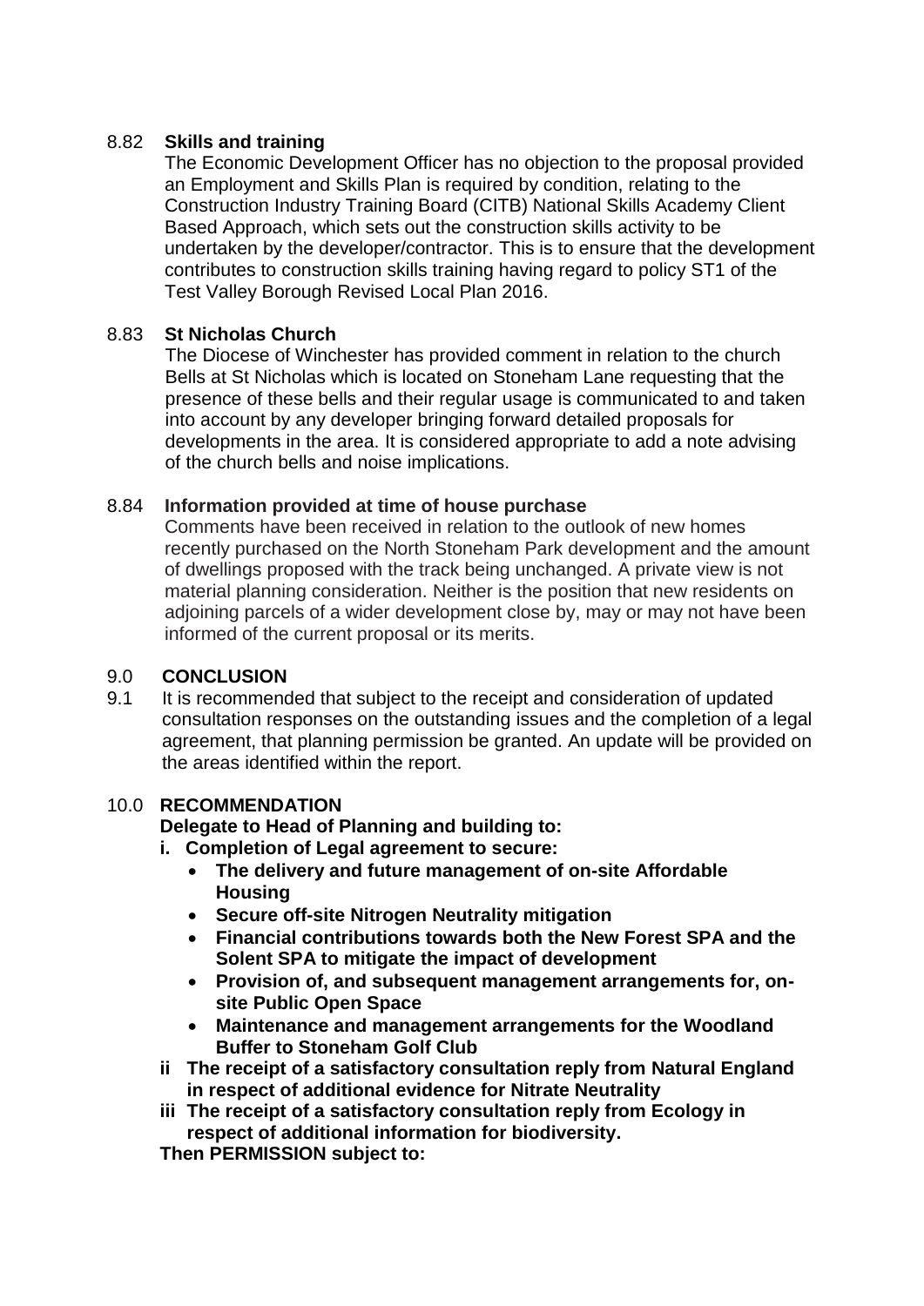### 8.82 **Skills and training**

The Economic Development Officer has no objection to the proposal provided an Employment and Skills Plan is required by condition, relating to the Construction Industry Training Board (CITB) National Skills Academy Client Based Approach, which sets out the construction skills activity to be undertaken by the developer/contractor. This is to ensure that the development contributes to construction skills training having regard to policy ST1 of the Test Valley Borough Revised Local Plan 2016.

### 8.83 **St Nicholas Church**

The Diocese of Winchester has provided comment in relation to the church Bells at St Nicholas which is located on Stoneham Lane requesting that the presence of these bells and their regular usage is communicated to and taken into account by any developer bringing forward detailed proposals for developments in the area. It is considered appropriate to add a note advising of the church bells and noise implications.

### 8.84 **Information provided at time of house purchase**

Comments have been received in relation to the outlook of new homes recently purchased on the North Stoneham Park development and the amount of dwellings proposed with the track being unchanged. A private view is not material planning consideration. Neither is the position that new residents on adjoining parcels of a wider development close by, may or may not have been informed of the current proposal or its merits.

## 9.0 **CONCLUSION**

9.1 It is recommended that subject to the receipt and consideration of updated consultation responses on the outstanding issues and the completion of a legal agreement, that planning permission be granted. An update will be provided on the areas identified within the report.

## 10.0 **RECOMMENDATION**

**Delegate to Head of Planning and building to:**

**i. Completion of Legal agreement to secure:**

- **The delivery and future management of on-site Affordable Housing**
- **Secure off-site Nitrogen Neutrality mitigation**
- **Financial contributions towards both the New Forest SPA and the Solent SPA to mitigate the impact of development**
- **Provision of, and subsequent management arrangements for, on-site Public Open Space**
- **Maintenance and management arrangements for the Woodland Buffer to Stoneham Golf Club**

**ii The receipt of a satisfactory consultation reply from Natural England in respect of additional evidence for Nitrate Neutrality**

**iii The receipt of a satisfactory consultation reply from Ecology in respect of additional information for biodiversity.**

**Then PERMISSION subject to:**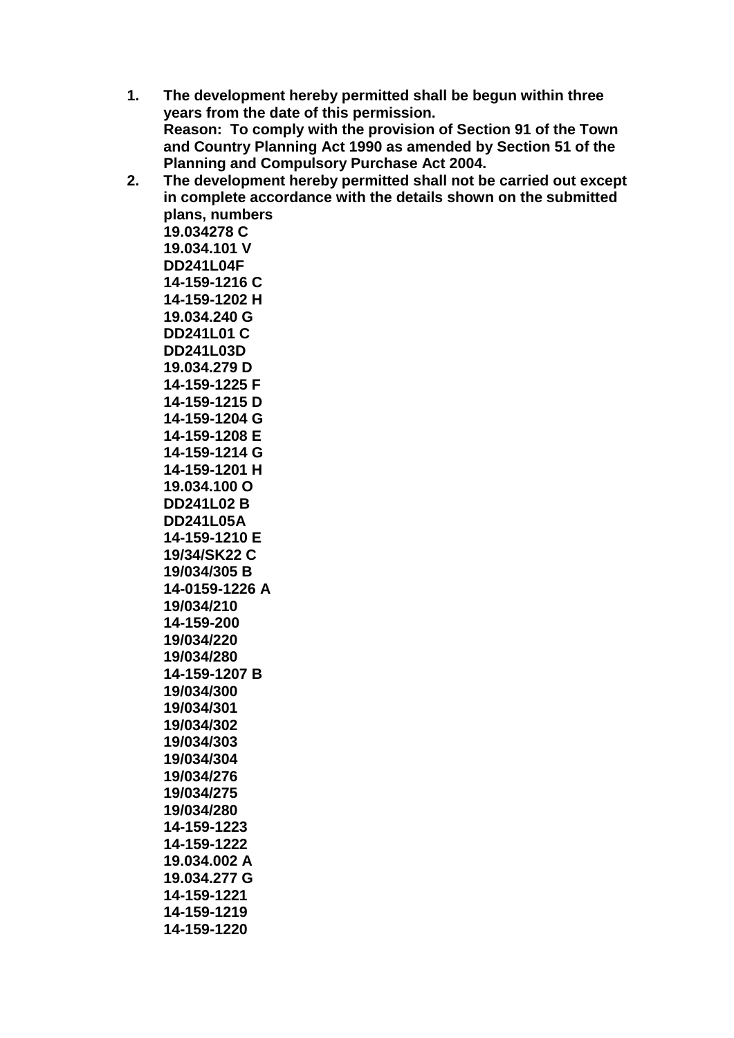1. **The development hereby permitted shall be begun within three years from the date of this permission.**
   **Reason: To comply with the provision of Section 91 of the Town and Country Planning Act 1990 as amended by Section 51 of the Planning and Compulsory Purchase Act 2004.**
2. **The development hereby permitted shall not be carried out except in complete accordance with the details shown on the submitted plans, numbers**
   **19.034278 C**
   **19.034.101 V**
   **DD241L04F**
   **14-159-1216 C**
   **14-159-1202 H**
   **19.034.240 G**
   **DD241L01 C**
   **DD241L03D**
   **19.034.279 D**
   **14-159-1225 F**
   **14-159-1215 D**
   **14-159-1204 G**
   **14-159-1208 E**
   **14-159-1214 G**
   **14-159-1201 H**
   **19.034.100 O**
   **DD241L02 B**
   **DD241L05A**
   **14-159-1210 E**
   **19/34/SK22 C**
   **19/034/305 B**
   **14-0159-1226 A**
   **19/034/210**
   **14-159-200**
   **19/034/220**
   **19/034/280**
   **14-159-1207 B**
   **19/034/300**
   **19/034/301**
   **19/034/302**
   **19/034/303**
   **19/034/304**
   **19/034/276**
   **19/034/275**
   **19/034/280**
   **14-159-1223**
   **14-159-1222**
   **19.034.002 A**
   **19.034.277 G**
   **14-159-1221**
   **14-159-1219**
   **14-159-1220**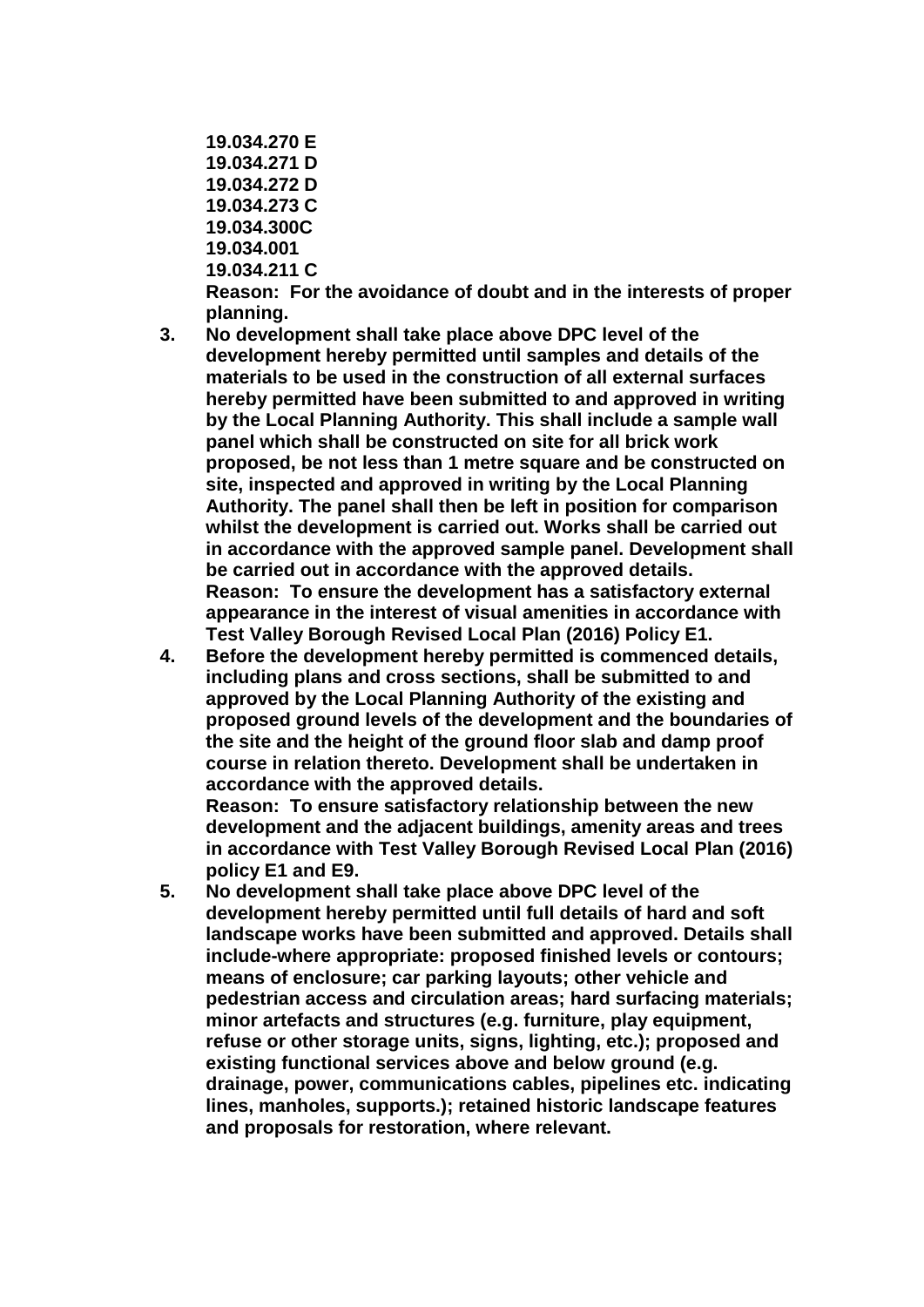**19.034.270 E**
**19.034.271 D**
**19.034.272 D**
**19.034.273 C**
**19.034.300C**
**19.034.001**
**19.034.211 C**
**Reason: For the avoidance of doubt and in the interests of proper planning.**

3. **No development shall take place above DPC level of the development hereby permitted until samples and details of the materials to be used in the construction of all external surfaces hereby permitted have been submitted to and approved in writing by the Local Planning Authority. This shall include a sample wall panel which shall be constructed on site for all brick work proposed, be not less than 1 metre square and be constructed on site, inspected and approved in writing by the Local Planning Authority. The panel shall then be left in position for comparison whilst the development is carried out. Works shall be carried out in accordance with the approved sample panel. Development shall be carried out in accordance with the approved details.**
   **Reason: To ensure the development has a satisfactory external appearance in the interest of visual amenities in accordance with Test Valley Borough Revised Local Plan (2016) Policy E1.**
4. **Before the development hereby permitted is commenced details, including plans and cross sections, shall be submitted to and approved by the Local Planning Authority of the existing and proposed ground levels of the development and the boundaries of the site and the height of the ground floor slab and damp proof course in relation thereto. Development shall be undertaken in accordance with the approved details.**
   **Reason: To ensure satisfactory relationship between the new development and the adjacent buildings, amenity areas and trees in accordance with Test Valley Borough Revised Local Plan (2016) policy E1 and E9.**
5. **No development shall take place above DPC level of the development hereby permitted until full details of hard and soft landscape works have been submitted and approved. Details shall include-where appropriate: proposed finished levels or contours; means of enclosure; car parking layouts; other vehicle and pedestrian access and circulation areas; hard surfacing materials; minor artefacts and structures (e.g. furniture, play equipment, refuse or other storage units, signs, lighting, etc.); proposed and existing functional services above and below ground (e.g. drainage, power, communications cables, pipelines etc. indicating lines, manholes, supports.); retained historic landscape features and proposals for restoration, where relevant.**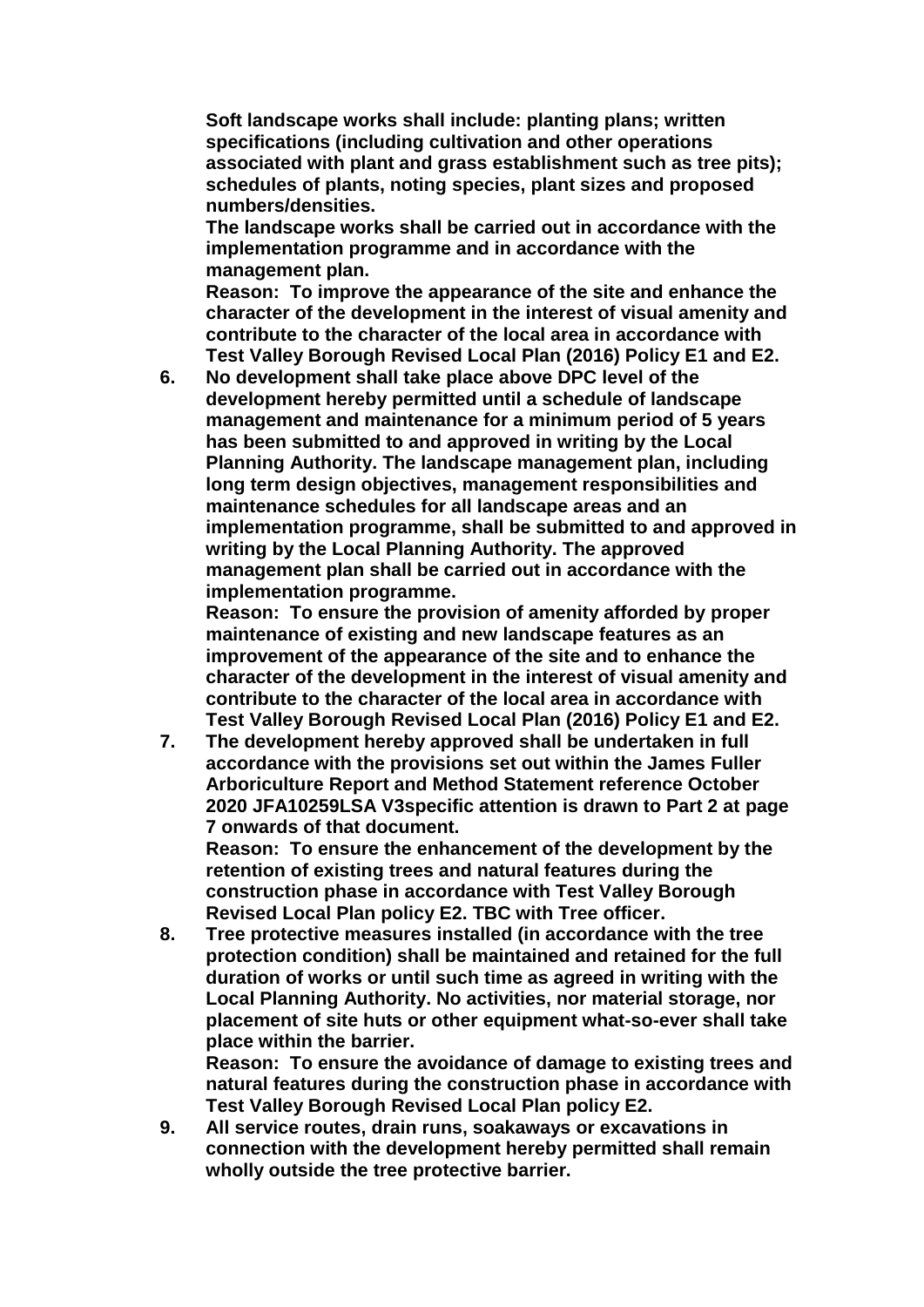**Soft landscape works shall include: planting plans; written specifications (including cultivation and other operations associated with plant and grass establishment such as tree pits); schedules of plants, noting species, plant sizes and proposed numbers/densities.**

**The landscape works shall be carried out in accordance with the implementation programme and in accordance with the management plan.**

**Reason: To improve the appearance of the site and enhance the character of the development in the interest of visual amenity and contribute to the character of the local area in accordance with Test Valley Borough Revised Local Plan (2016) Policy E1 and E2.**

6. **No development shall take place above DPC level of the development hereby permitted until a schedule of landscape management and maintenance for a minimum period of 5 years has been submitted to and approved in writing by the Local Planning Authority. The landscape management plan, including long term design objectives, management responsibilities and maintenance schedules for all landscape areas and an implementation programme, shall be submitted to and approved in writing by the Local Planning Authority. The approved management plan shall be carried out in accordance with the implementation programme.**

   **Reason: To ensure the provision of amenity afforded by proper maintenance of existing and new landscape features as an improvement of the appearance of the site and to enhance the character of the development in the interest of visual amenity and contribute to the character of the local area in accordance with Test Valley Borough Revised Local Plan (2016) Policy E1 and E2.**

7. **The development hereby approved shall be undertaken in full accordance with the provisions set out within the James Fuller Arboriculture Report and Method Statement reference October 2020 JFA10259LSA V3specific attention is drawn to Part 2 at page 7 onwards of that document.**

   **Reason: To ensure the enhancement of the development by the retention of existing trees and natural features during the construction phase in accordance with Test Valley Borough Revised Local Plan policy E2. TBC with Tree officer.**

8. **Tree protective measures installed (in accordance with the tree protection condition) shall be maintained and retained for the full duration of works or until such time as agreed in writing with the Local Planning Authority. No activities, nor material storage, nor placement of site huts or other equipment what-so-ever shall take place within the barrier.**

   **Reason: To ensure the avoidance of damage to existing trees and natural features during the construction phase in accordance with Test Valley Borough Revised Local Plan policy E2.**

9. **All service routes, drain runs, soakaways or excavations in connection with the development hereby permitted shall remain wholly outside the tree protective barrier.**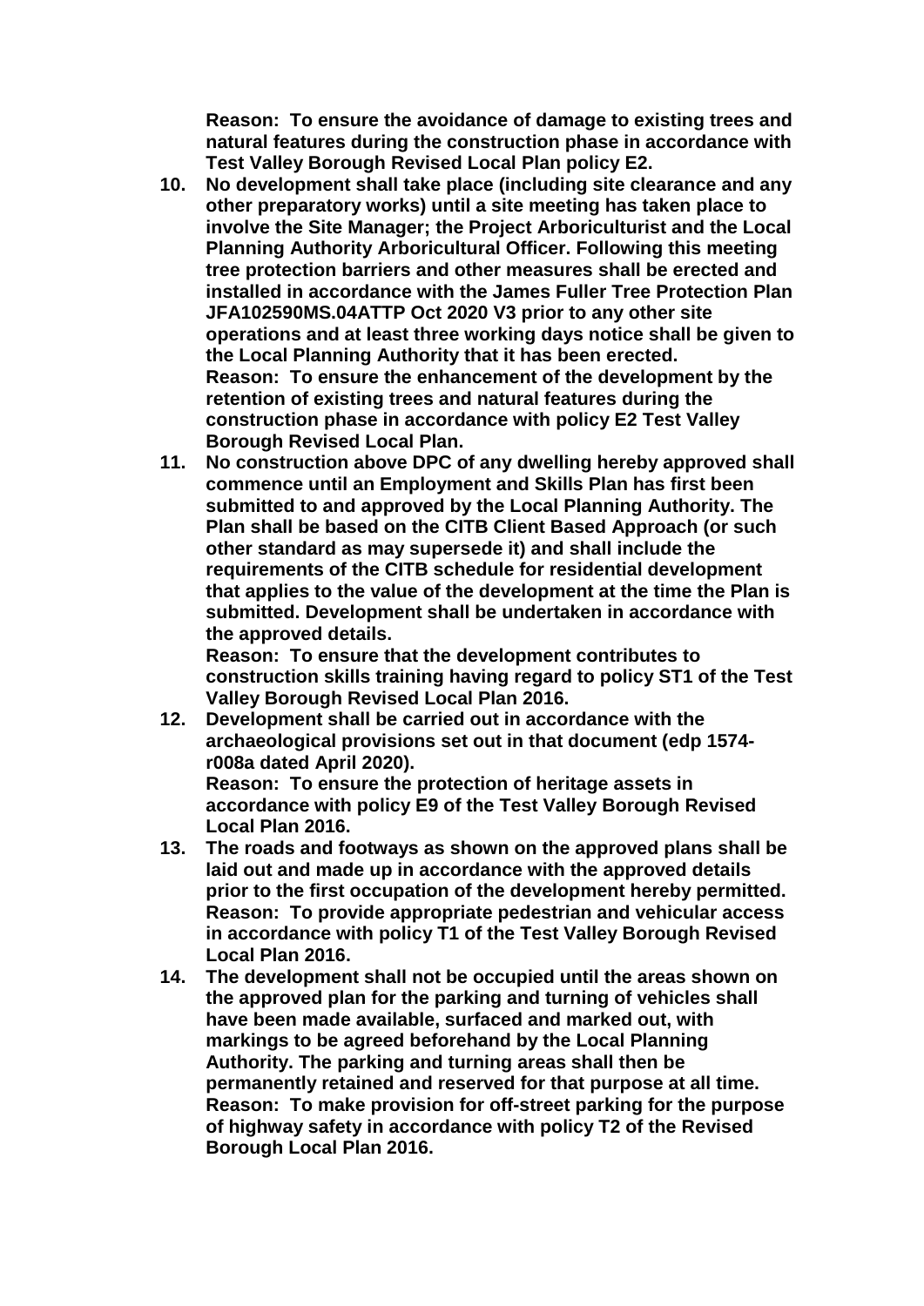**Reason: To ensure the avoidance of damage to existing trees and natural features during the construction phase in accordance with Test Valley Borough Revised Local Plan policy E2.**

10. **No development shall take place (including site clearance and any other preparatory works) until a site meeting has taken place to involve the Site Manager; the Project Arboriculturist and the Local Planning Authority Arboricultural Officer. Following this meeting tree protection barriers and other measures shall be erected and installed in accordance with the James Fuller Tree Protection Plan JFA102590MS.04ATTP Oct 2020 V3 prior to any other site operations and at least three working days notice shall be given to the Local Planning Authority that it has been erected.**
    **Reason: To ensure the enhancement of the development by the retention of existing trees and natural features during the construction phase in accordance with policy E2 Test Valley Borough Revised Local Plan.**
11. **No construction above DPC of any dwelling hereby approved shall commence until an Employment and Skills Plan has first been submitted to and approved by the Local Planning Authority. The Plan shall be based on the CITB Client Based Approach (or such other standard as may supersede it) and shall include the requirements of the CITB schedule for residential development that applies to the value of the development at the time the Plan is submitted. Development shall be undertaken in accordance with the approved details.**
    **Reason: To ensure that the development contributes to construction skills training having regard to policy ST1 of the Test Valley Borough Revised Local Plan 2016.**
12. **Development shall be carried out in accordance with the archaeological provisions set out in that document (edp 1574-r008a dated April 2020).**
    **Reason: To ensure the protection of heritage assets in accordance with policy E9 of the Test Valley Borough Revised Local Plan 2016.**
13. **The roads and footways as shown on the approved plans shall be laid out and made up in accordance with the approved details prior to the first occupation of the development hereby permitted.**
    **Reason: To provide appropriate pedestrian and vehicular access in accordance with policy T1 of the Test Valley Borough Revised Local Plan 2016.**
14. **The development shall not be occupied until the areas shown on the approved plan for the parking and turning of vehicles shall have been made available, surfaced and marked out, with markings to be agreed beforehand by the Local Planning Authority. The parking and turning areas shall then be permanently retained and reserved for that purpose at all time.**
    **Reason: To make provision for off-street parking for the purpose of highway safety in accordance with policy T2 of the Revised Borough Local Plan 2016.**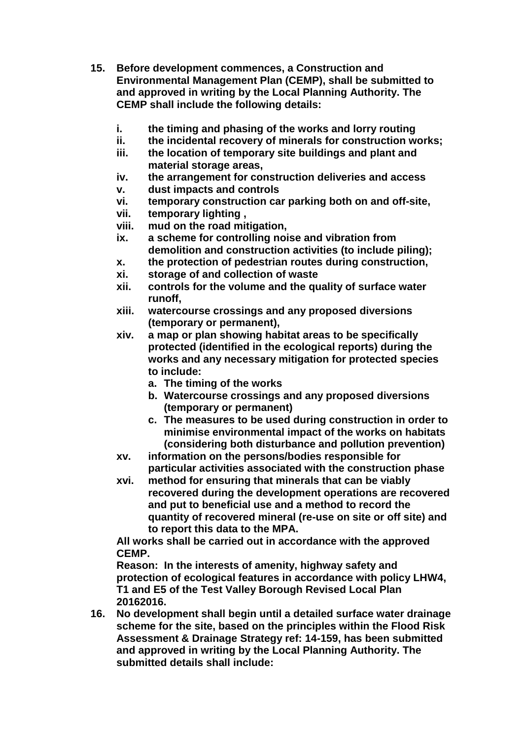15. **Before development commences, a Construction and Environmental Management Plan (CEMP), shall be submitted to and approved in writing by the Local Planning Authority. The CEMP shall include the following details:**

    i. **the timing and phasing of the works and lorry routing**
    ii. **the incidental recovery of minerals for construction works;**
    iii. **the location of temporary site buildings and plant and material storage areas,**
    iv. **the arrangement for construction deliveries and access**
    v. **dust impacts and controls**
    vi. **temporary construction car parking both on and off-site,**
    vii. **temporary lighting ,**
    viii. **mud on the road mitigation,**
    ix. **a scheme for controlling noise and vibration from demolition and construction activities (to include piling);**
    x. **the protection of pedestrian routes during construction,**
    xi. **storage of and collection of waste**
    xii. **controls for the volume and the quality of surface water runoff,**
    xiii. **watercourse crossings and any proposed diversions (temporary or permanent),**
    xiv. **a map or plan showing habitat areas to be specifically protected (identified in the ecological reports) during the works and any necessary mitigation for protected species to include:**
        a. **The timing of the works**
        b. **Watercourse crossings and any proposed diversions (temporary or permanent)**
        c. **The measures to be used during construction in order to minimise environmental impact of the works on habitats (considering both disturbance and pollution prevention)**
    xv. **information on the persons/bodies responsible for particular activities associated with the construction phase**
    xvi. **method for ensuring that minerals that can be viably recovered during the development operations are recovered and put to beneficial use and a method to record the quantity of recovered mineral (re-use on site or off site) and to report this data to the MPA.**

    **All works shall be carried out in accordance with the approved CEMP.**

    **Reason: In the interests of amenity, highway safety and protection of ecological features in accordance with policy LHW4, T1 and E5 of the Test Valley Borough Revised Local Plan 20162016.**

16. **No development shall begin until a detailed surface water drainage scheme for the site, based on the principles within the Flood Risk Assessment & Drainage Strategy ref: 14-159, has been submitted and approved in writing by the Local Planning Authority. The submitted details shall include:**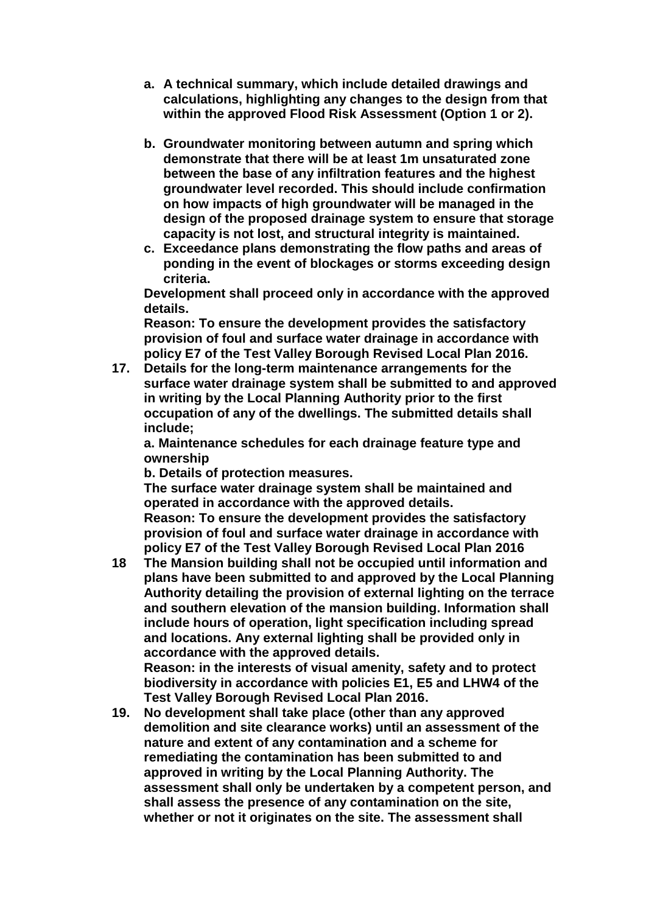**a. A technical summary, which include detailed drawings and calculations, highlighting any changes to the design from that within the approved Flood Risk Assessment (Option 1 or 2).**

**b. Groundwater monitoring between autumn and spring which demonstrate that there will be at least 1m unsaturated zone between the base of any infiltration features and the highest groundwater level recorded. This should include confirmation on how impacts of high groundwater will be managed in the design of the proposed drainage system to ensure that storage capacity is not lost, and structural integrity is maintained.**

**c. Exceedance plans demonstrating the flow paths and areas of ponding in the event of blockages or storms exceeding design criteria.**

**Development shall proceed only in accordance with the approved details.**

**Reason: To ensure the development provides the satisfactory provision of foul and surface water drainage in accordance with policy E7 of the Test Valley Borough Revised Local Plan 2016.**

**17. Details for the long-term maintenance arrangements for the surface water drainage system shall be submitted to and approved in writing by the Local Planning Authority prior to the first occupation of any of the dwellings. The submitted details shall include;**

**a. Maintenance schedules for each drainage feature type and ownership**

**b. Details of protection measures.**

**The surface water drainage system shall be maintained and operated in accordance with the approved details.**

**Reason: To ensure the development provides the satisfactory provision of foul and surface water drainage in accordance with policy E7 of the Test Valley Borough Revised Local Plan 2016**

**18 The Mansion building shall not be occupied until information and plans have been submitted to and approved by the Local Planning Authority detailing the provision of external lighting on the terrace and southern elevation of the mansion building. Information shall include hours of operation, light specification including spread and locations. Any external lighting shall be provided only in accordance with the approved details.**

**Reason: in the interests of visual amenity, safety and to protect biodiversity in accordance with policies E1, E5 and LHW4 of the Test Valley Borough Revised Local Plan 2016.**

**19. No development shall take place (other than any approved demolition and site clearance works) until an assessment of the nature and extent of any contamination and a scheme for remediating the contamination has been submitted to and approved in writing by the Local Planning Authority. The assessment shall only be undertaken by a competent person, and shall assess the presence of any contamination on the site, whether or not it originates on the site. The assessment shall**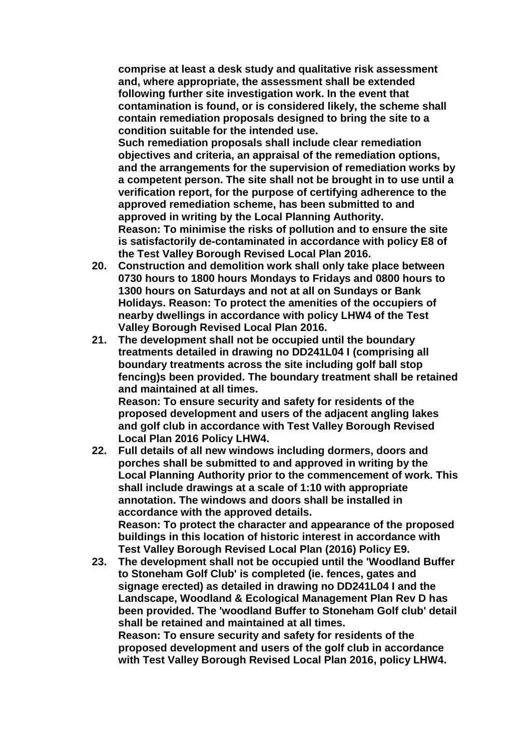**comprise at least a desk study and qualitative risk assessment and, where appropriate, the assessment shall be extended following further site investigation work. In the event that contamination is found, or is considered likely, the scheme shall contain remediation proposals designed to bring the site to a condition suitable for the intended use.**

**Such remediation proposals shall include clear remediation objectives and criteria, an appraisal of the remediation options, and the arrangements for the supervision of remediation works by a competent person. The site shall not be brought in to use until a verification report, for the purpose of certifying adherence to the approved remediation scheme, has been submitted to and approved in writing by the Local Planning Authority.**

**Reason: To minimise the risks of pollution and to ensure the site is satisfactorily de-contaminated in accordance with policy E8 of the Test Valley Borough Revised Local Plan 2016.**

20. **Construction and demolition work shall only take place between 0730 hours to 1800 hours Mondays to Fridays and 0800 hours to 1300 hours on Saturdays and not at all on Sundays or Bank Holidays. Reason: To protect the amenities of the occupiers of nearby dwellings in accordance with policy LHW4 of the Test Valley Borough Revised Local Plan 2016.**

21. **The development shall not be occupied until the boundary treatments detailed in drawing no DD241L04 I (comprising all boundary treatments across the site including golf ball stop fencing)s been provided. The boundary treatment shall be retained and maintained at all times.**

    **Reason: To ensure security and safety for residents of the proposed development and users of the adjacent angling lakes and golf club in accordance with Test Valley Borough Revised Local Plan 2016 Policy LHW4.**

22. **Full details of all new windows including dormers, doors and porches shall be submitted to and approved in writing by the Local Planning Authority prior to the commencement of work. This shall include drawings at a scale of 1:10 with appropriate annotation. The windows and doors shall be installed in accordance with the approved details.**

    **Reason: To protect the character and appearance of the proposed buildings in this location of historic interest in accordance with Test Valley Borough Revised Local Plan (2016) Policy E9.**

23. **The development shall not be occupied until the 'Woodland Buffer to Stoneham Golf Club' is completed (ie. fences, gates and signage erected) as detailed in drawing no DD241L04 I and the Landscape, Woodland & Ecological Management Plan Rev D has been provided. The 'woodland Buffer to Stoneham Golf club' detail shall be retained and maintained at all times.**

    **Reason: To ensure security and safety for residents of the proposed development and users of the golf club in accordance with Test Valley Borough Revised Local Plan 2016, policy LHW4.**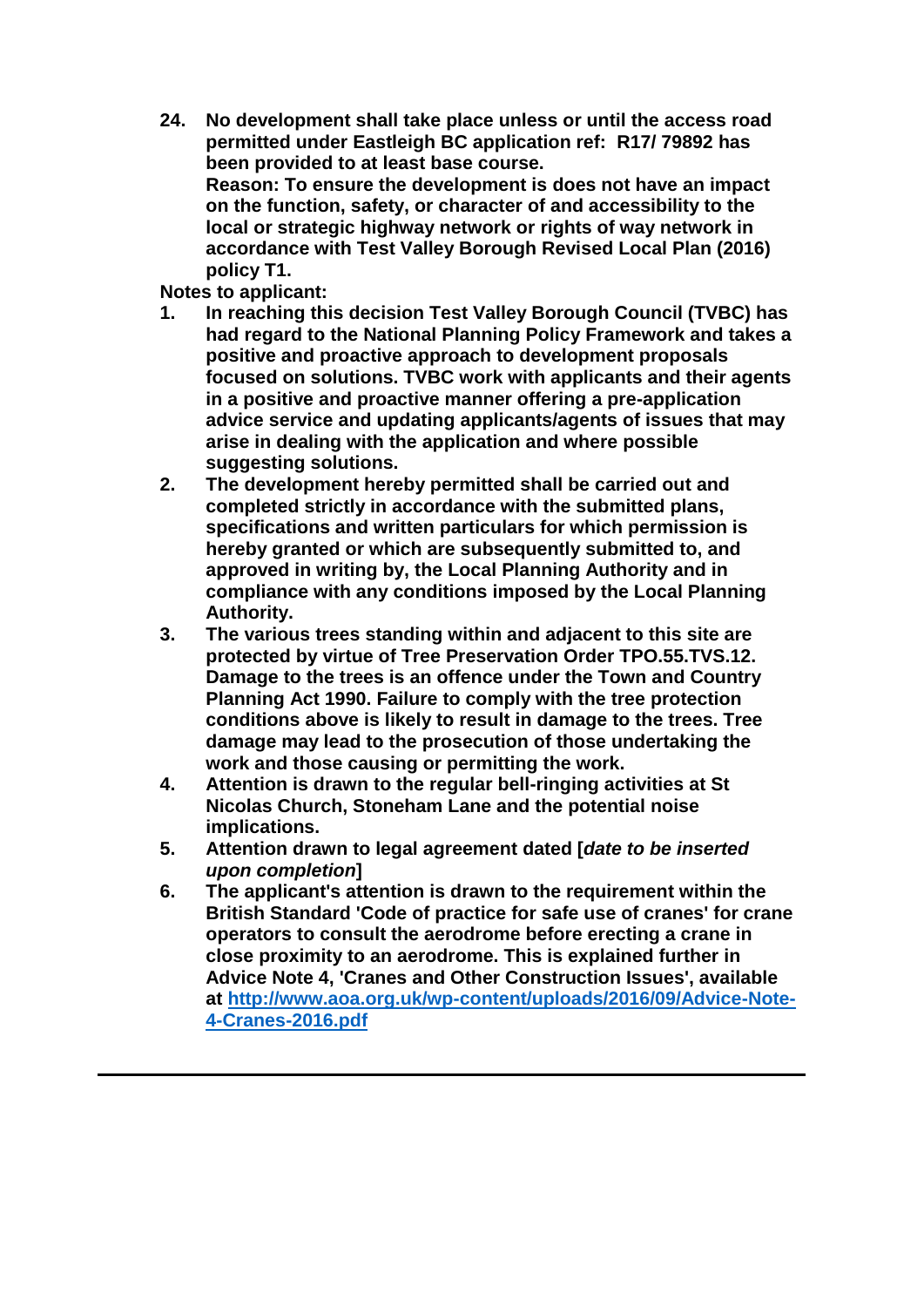24. **No development shall take place unless or until the access road permitted under Eastleigh BC application ref: R17/ 79892 has been provided to at least base course.**
    **Reason: To ensure the development is does not have an impact on the function, safety, or character of and accessibility to the local or strategic highway network or rights of way network in accordance with Test Valley Borough Revised Local Plan (2016) policy T1.**

**Notes to applicant:**

1. **In reaching this decision Test Valley Borough Council (TVBC) has had regard to the National Planning Policy Framework and takes a positive and proactive approach to development proposals focused on solutions. TVBC work with applicants and their agents in a positive and proactive manner offering a pre-application advice service and updating applicants/agents of issues that may arise in dealing with the application and where possible suggesting solutions.**
2. **The development hereby permitted shall be carried out and completed strictly in accordance with the submitted plans, specifications and written particulars for which permission is hereby granted or which are subsequently submitted to, and approved in writing by, the Local Planning Authority and in compliance with any conditions imposed by the Local Planning Authority.**
3. **The various trees standing within and adjacent to this site are protected by virtue of Tree Preservation Order TPO.55.TVS.12. Damage to the trees is an offence under the Town and Country Planning Act 1990. Failure to comply with the tree protection conditions above is likely to result in damage to the trees. Tree damage may lead to the prosecution of those undertaking the work and those causing or permitting the work.**
4. **Attention is drawn to the regular bell-ringing activities at St Nicolas Church, Stoneham Lane and the potential noise implications.**
5. **Attention drawn to legal agreement dated [*date to be inserted upon completion*]**
6. **The applicant's attention is drawn to the requirement within the British Standard 'Code of practice for safe use of cranes' for crane operators to consult the aerodrome before erecting a crane in close proximity to an aerodrome. This is explained further in Advice Note 4, 'Cranes and Other Construction Issues', available at [http://www.aoa.org.uk/wp-content/uploads/2016/09/Advice-Note-4-Cranes-2016.pdf](http://www.aoa.org.uk/wp-content/uploads/2016/09/Advice-Note-4-Cranes-2016.pdf)**